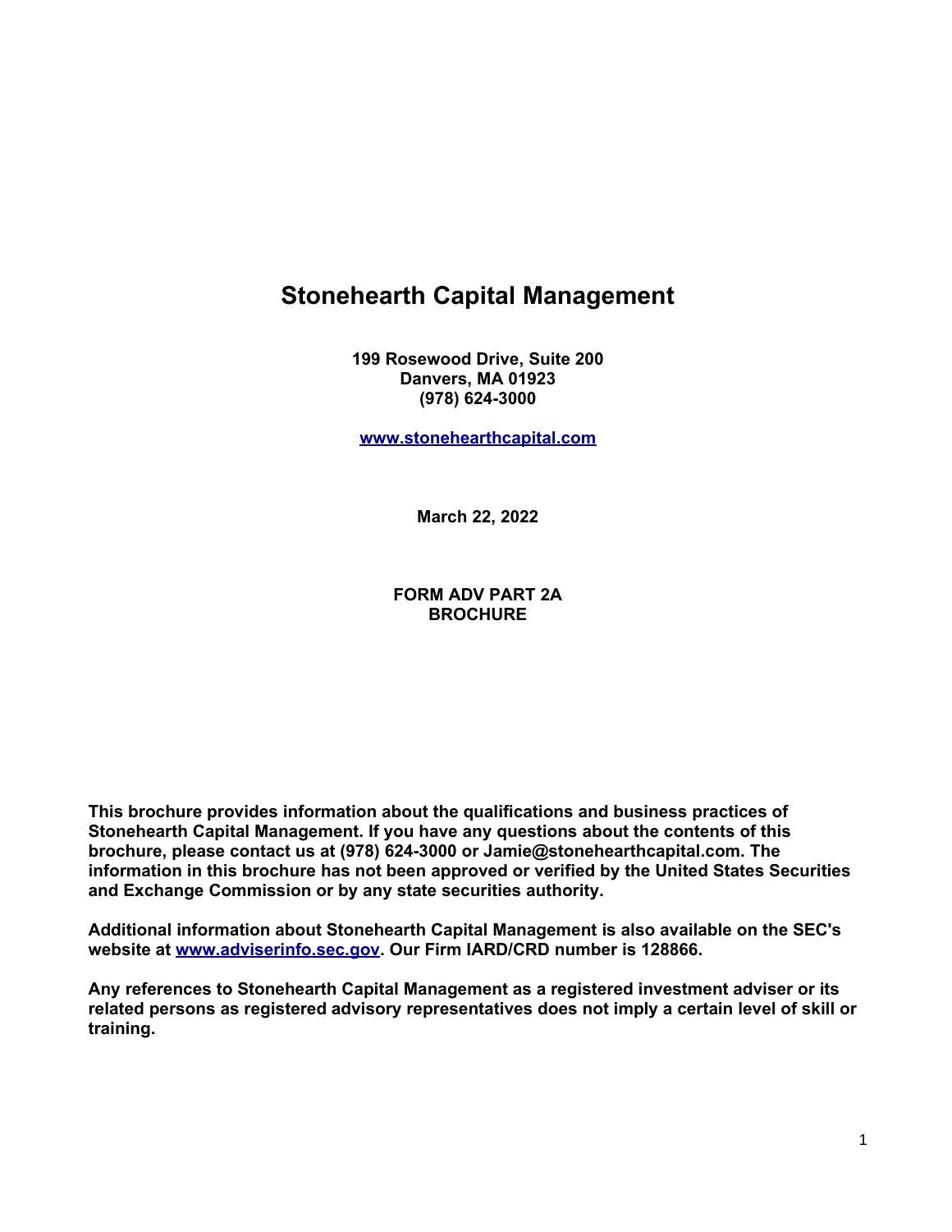# Stonehearth Capital Management

**199 Rosewood Drive, Suite 200**
**Danvers, MA 01923**
**(978) 624-3000**

**[www.stonehearthcapital.com](http://www.stonehearthcapital.com)**

**March 22, 2022**

**FORM ADV PART 2A**
**BROCHURE**

**This brochure provides information about the qualifications and business practices of Stonehearth Capital Management. If you have any questions about the contents of this brochure, please contact us at (978) 624-3000 or Jamie@stonehearthcapital.com. The information in this brochure has not been approved or verified by the United States Securities and Exchange Commission or by any state securities authority.**

**Additional information about Stonehearth Capital Management is also available on the SEC's website at [www.adviserinfo.sec.gov](http://www.adviserinfo.sec.gov). Our Firm IARD/CRD number is 128866.**

**Any references to Stonehearth Capital Management as a registered investment adviser or its related persons as registered advisory representatives does not imply a certain level of skill or training.**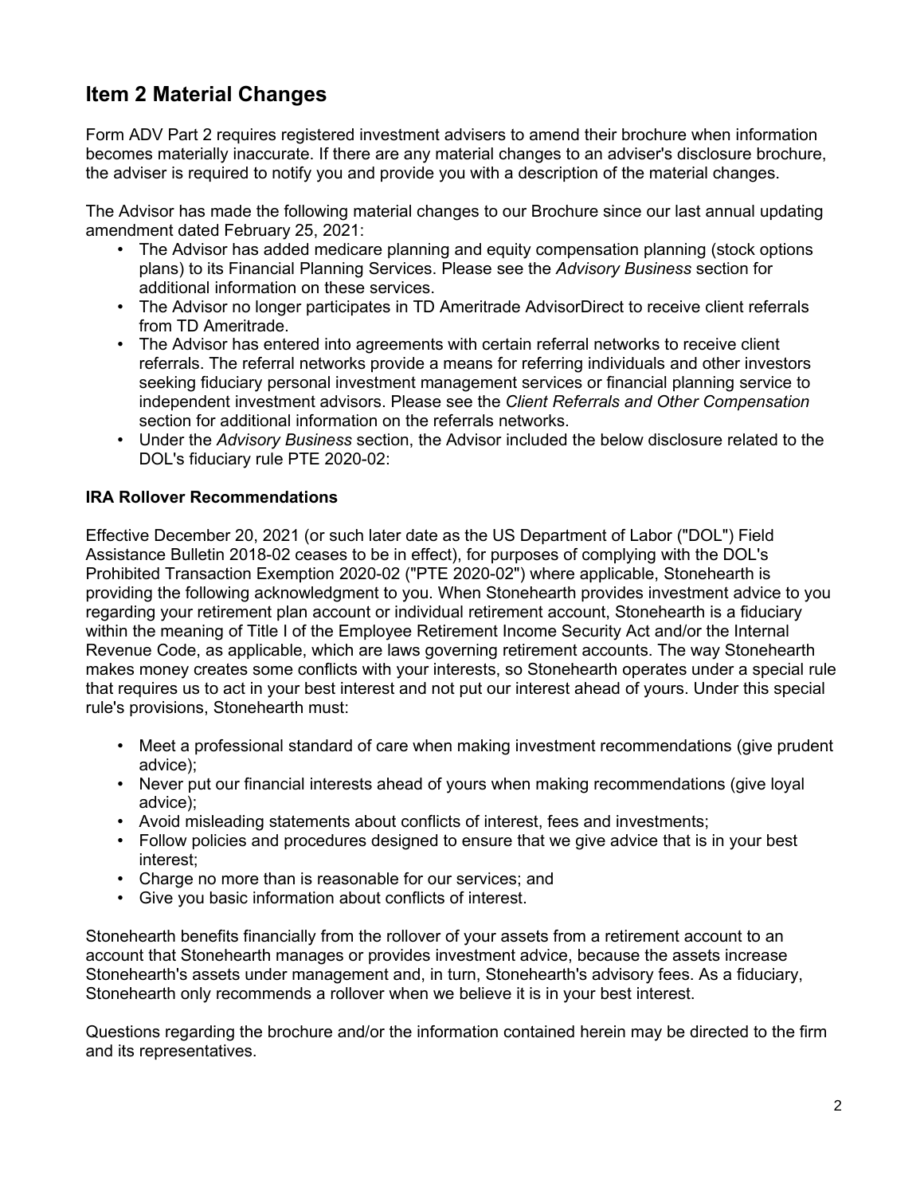## Item 2 Material Changes

Form ADV Part 2 requires registered investment advisers to amend their brochure when information becomes materially inaccurate. If there are any material changes to an adviser's disclosure brochure, the adviser is required to notify you and provide you with a description of the material changes.

The Advisor has made the following material changes to our Brochure since our last annual updating amendment dated February 25, 2021:

- The Advisor has added medicare planning and equity compensation planning (stock options plans) to its Financial Planning Services. Please see the *Advisory Business* section for additional information on these services.
- The Advisor no longer participates in TD Ameritrade AdvisorDirect to receive client referrals from TD Ameritrade.
- The Advisor has entered into agreements with certain referral networks to receive client referrals. The referral networks provide a means for referring individuals and other investors seeking fiduciary personal investment management services or financial planning service to independent investment advisors. Please see the *Client Referrals and Other Compensation* section for additional information on the referrals networks.
- Under the *Advisory Business* section, the Advisor included the below disclosure related to the DOL's fiduciary rule PTE 2020-02:

**IRA Rollover Recommendations**

Effective December 20, 2021 (or such later date as the US Department of Labor ("DOL") Field Assistance Bulletin 2018-02 ceases to be in effect), for purposes of complying with the DOL's Prohibited Transaction Exemption 2020-02 ("PTE 2020-02") where applicable, Stonehearth is providing the following acknowledgment to you. When Stonehearth provides investment advice to you regarding your retirement plan account or individual retirement account, Stonehearth is a fiduciary within the meaning of Title I of the Employee Retirement Income Security Act and/or the Internal Revenue Code, as applicable, which are laws governing retirement accounts. The way Stonehearth makes money creates some conflicts with your interests, so Stonehearth operates under a special rule that requires us to act in your best interest and not put our interest ahead of yours. Under this special rule's provisions, Stonehearth must:

- Meet a professional standard of care when making investment recommendations (give prudent advice);
- Never put our financial interests ahead of yours when making recommendations (give loyal advice);
- Avoid misleading statements about conflicts of interest, fees and investments;
- Follow policies and procedures designed to ensure that we give advice that is in your best interest;
- Charge no more than is reasonable for our services; and
- Give you basic information about conflicts of interest.

Stonehearth benefits financially from the rollover of your assets from a retirement account to an account that Stonehearth manages or provides investment advice, because the assets increase Stonehearth's assets under management and, in turn, Stonehearth's advisory fees. As a fiduciary, Stonehearth only recommends a rollover when we believe it is in your best interest.

Questions regarding the brochure and/or the information contained herein may be directed to the firm and its representatives.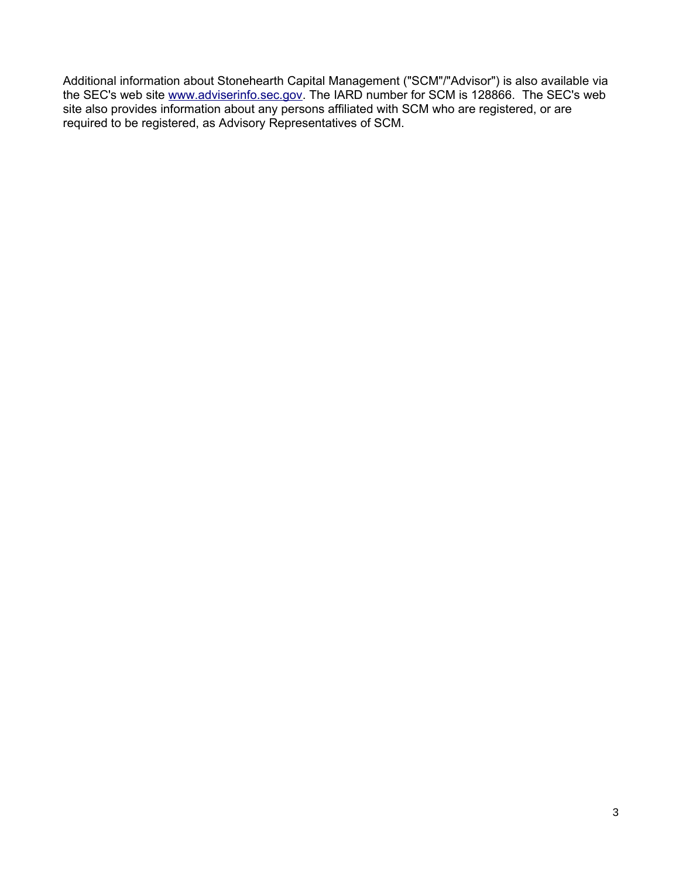Additional information about Stonehearth Capital Management ("SCM"/"Advisor") is also available via the SEC's web site [www.adviserinfo.sec.gov](http://www.adviserinfo.sec.gov). The IARD number for SCM is 128866. The SEC's web site also provides information about any persons affiliated with SCM who are registered, or are required to be registered, as Advisory Representatives of SCM.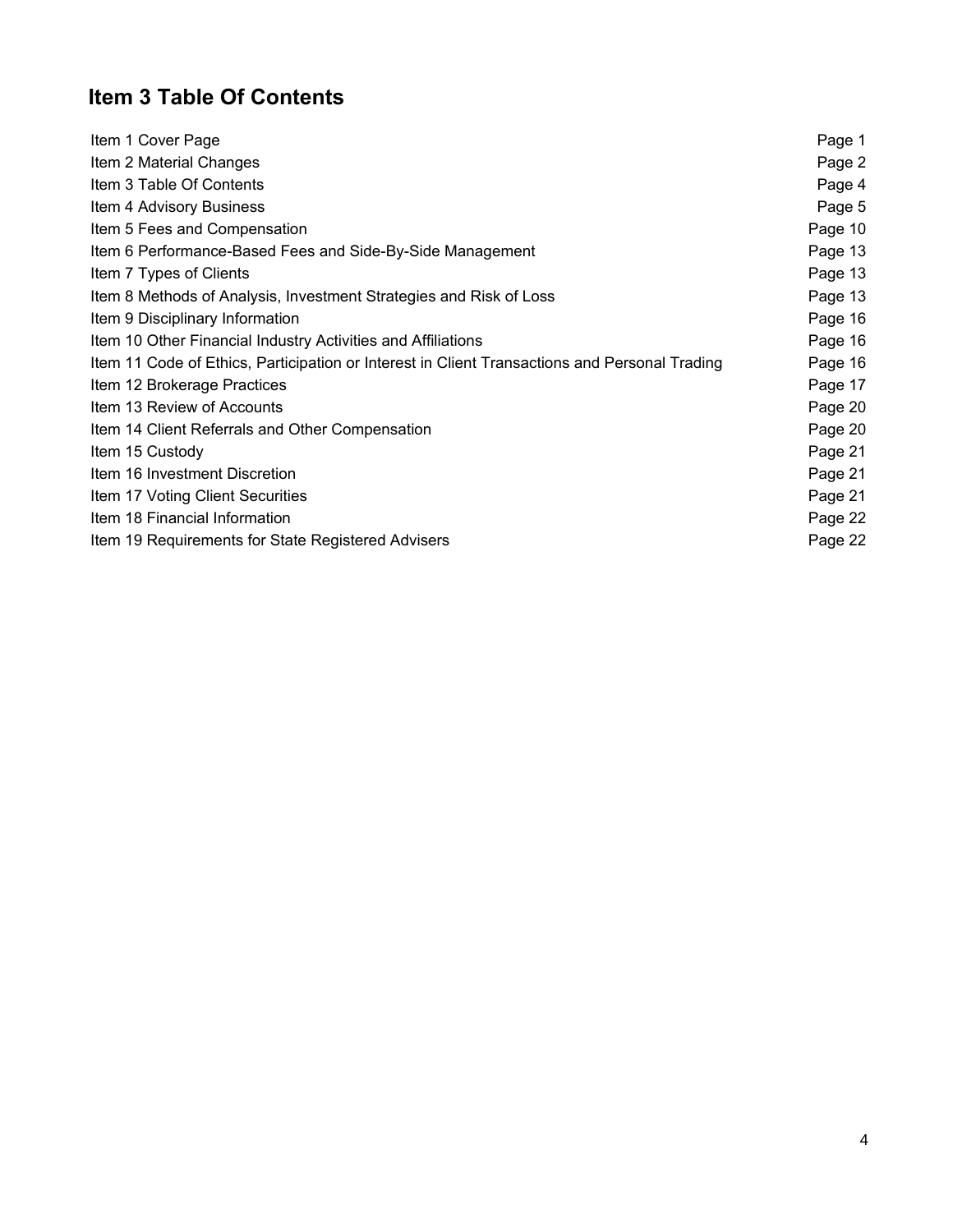## Item 3 Table Of Contents

| | |
|---|---|
| Item 1 Cover Page | Page 1 |
| Item 2 Material Changes | Page 2 |
| Item 3 Table Of Contents | Page 4 |
| Item 4 Advisory Business | Page 5 |
| Item 5 Fees and Compensation | Page 10 |
| Item 6 Performance-Based Fees and Side-By-Side Management | Page 13 |
| Item 7 Types of Clients | Page 13 |
| Item 8 Methods of Analysis, Investment Strategies and Risk of Loss | Page 13 |
| Item 9 Disciplinary Information | Page 16 |
| Item 10 Other Financial Industry Activities and Affiliations | Page 16 |
| Item 11 Code of Ethics, Participation or Interest in Client Transactions and Personal Trading | Page 16 |
| Item 12 Brokerage Practices | Page 17 |
| Item 13 Review of Accounts | Page 20 |
| Item 14 Client Referrals and Other Compensation | Page 20 |
| Item 15 Custody | Page 21 |
| Item 16 Investment Discretion | Page 21 |
| Item 17 Voting Client Securities | Page 21 |
| Item 18 Financial Information | Page 22 |
| Item 19 Requirements for State Registered Advisers | Page 22 |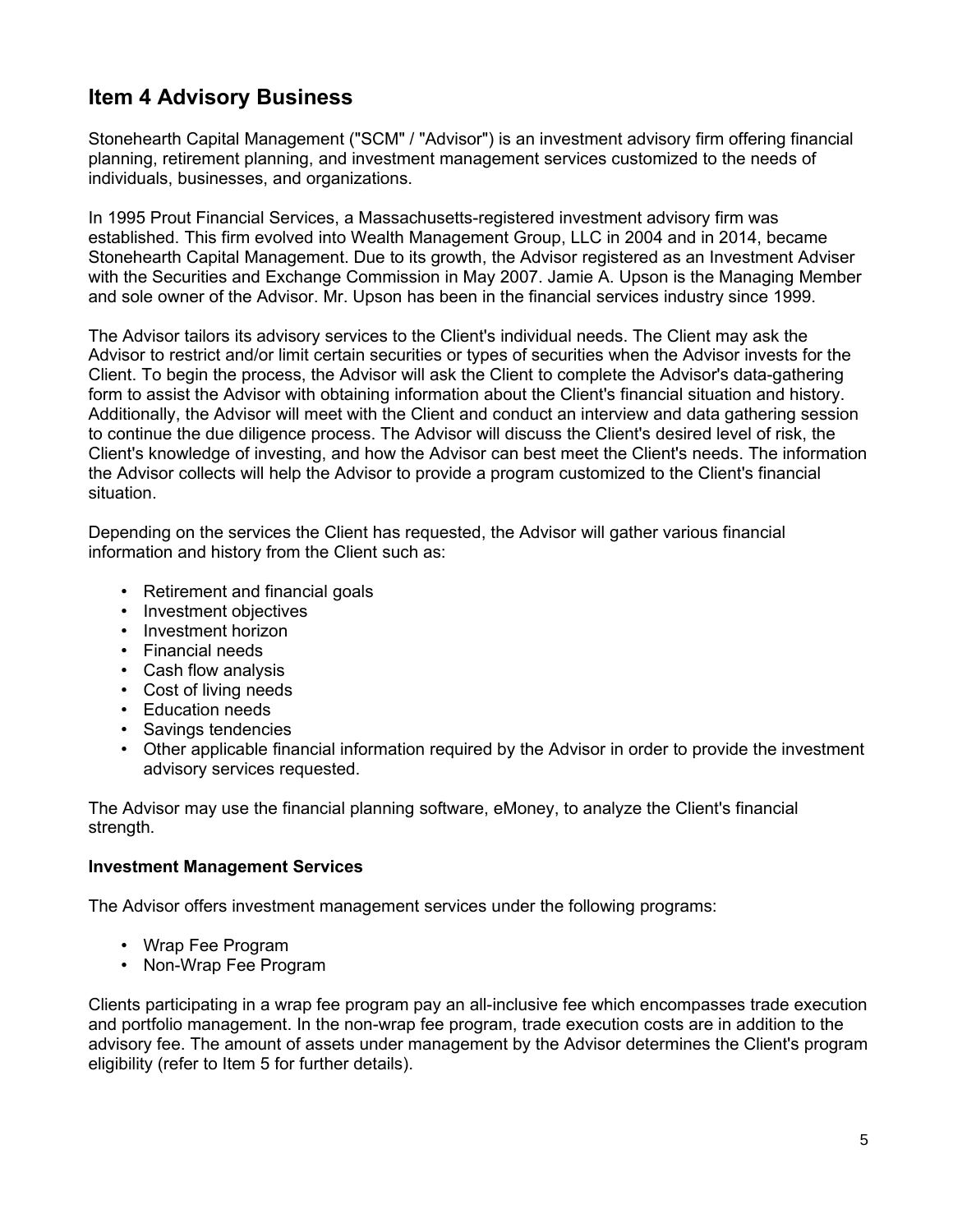## Item 4 Advisory Business

Stonehearth Capital Management ("SCM" / "Advisor") is an investment advisory firm offering financial planning, retirement planning, and investment management services customized to the needs of individuals, businesses, and organizations.

In 1995 Prout Financial Services, a Massachusetts-registered investment advisory firm was established. This firm evolved into Wealth Management Group, LLC in 2004 and in 2014, became Stonehearth Capital Management. Due to its growth, the Advisor registered as an Investment Adviser with the Securities and Exchange Commission in May 2007. Jamie A. Upson is the Managing Member and sole owner of the Advisor. Mr. Upson has been in the financial services industry since 1999.

The Advisor tailors its advisory services to the Client's individual needs. The Client may ask the Advisor to restrict and/or limit certain securities or types of securities when the Advisor invests for the Client. To begin the process, the Advisor will ask the Client to complete the Advisor's data-gathering form to assist the Advisor with obtaining information about the Client's financial situation and history. Additionally, the Advisor will meet with the Client and conduct an interview and data gathering session to continue the due diligence process. The Advisor will discuss the Client's desired level of risk, the Client's knowledge of investing, and how the Advisor can best meet the Client's needs. The information the Advisor collects will help the Advisor to provide a program customized to the Client's financial situation.

Depending on the services the Client has requested, the Advisor will gather various financial information and history from the Client such as:

- Retirement and financial goals
- Investment objectives
- Investment horizon
- Financial needs
- Cash flow analysis
- Cost of living needs
- Education needs
- Savings tendencies
- Other applicable financial information required by the Advisor in order to provide the investment advisory services requested.

The Advisor may use the financial planning software, eMoney, to analyze the Client's financial strength.

**Investment Management Services**

The Advisor offers investment management services under the following programs:

- Wrap Fee Program
- Non-Wrap Fee Program

Clients participating in a wrap fee program pay an all-inclusive fee which encompasses trade execution and portfolio management. In the non-wrap fee program, trade execution costs are in addition to the advisory fee. The amount of assets under management by the Advisor determines the Client's program eligibility (refer to Item 5 for further details).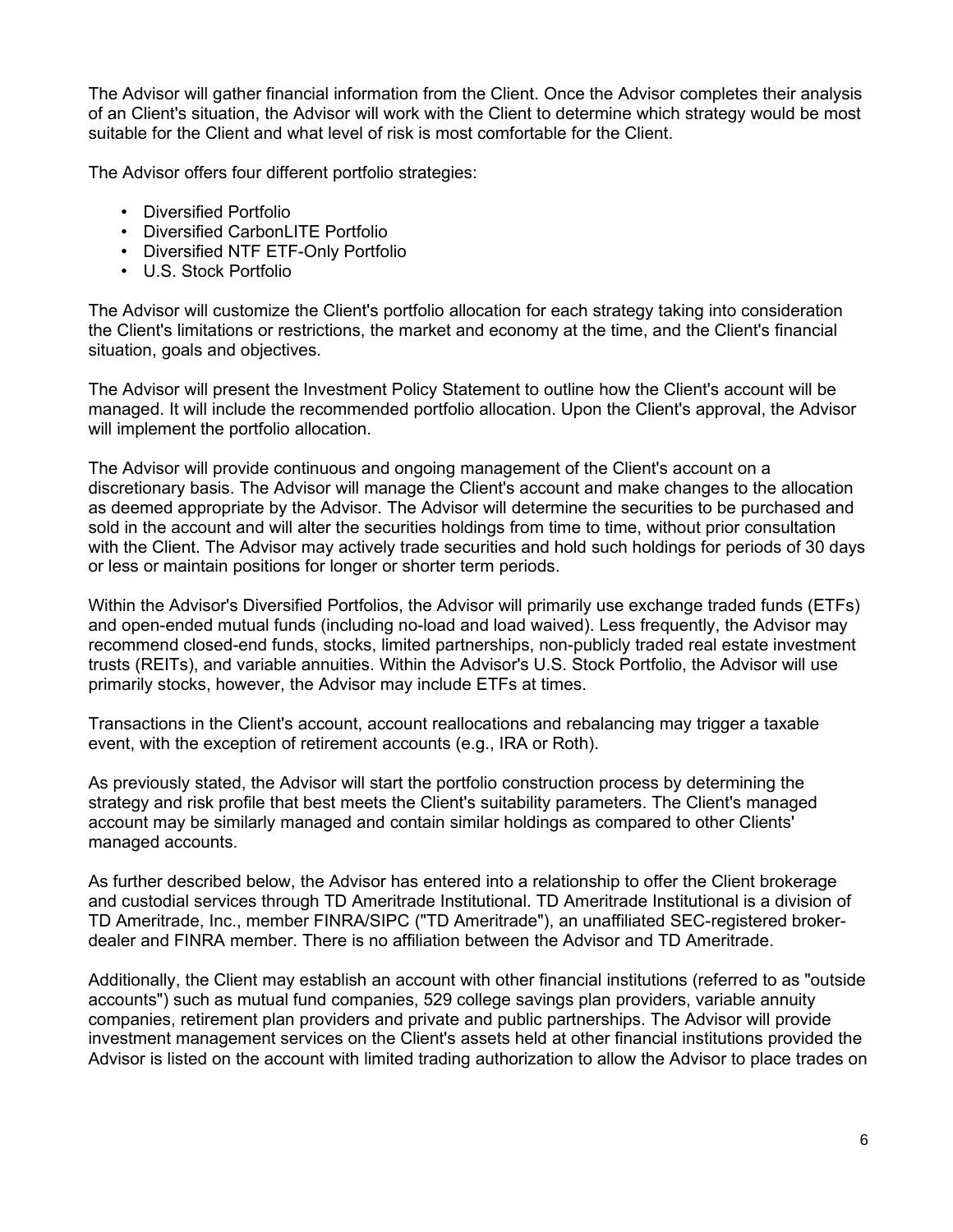The Advisor will gather financial information from the Client. Once the Advisor completes their analysis of an Client's situation, the Advisor will work with the Client to determine which strategy would be most suitable for the Client and what level of risk is most comfortable for the Client.

The Advisor offers four different portfolio strategies:

- Diversified Portfolio
- Diversified CarbonLITE Portfolio
- Diversified NTF ETF-Only Portfolio
- U.S. Stock Portfolio

The Advisor will customize the Client's portfolio allocation for each strategy taking into consideration the Client's limitations or restrictions, the market and economy at the time, and the Client's financial situation, goals and objectives.

The Advisor will present the Investment Policy Statement to outline how the Client's account will be managed. It will include the recommended portfolio allocation. Upon the Client's approval, the Advisor will implement the portfolio allocation.

The Advisor will provide continuous and ongoing management of the Client's account on a discretionary basis. The Advisor will manage the Client's account and make changes to the allocation as deemed appropriate by the Advisor. The Advisor will determine the securities to be purchased and sold in the account and will alter the securities holdings from time to time, without prior consultation with the Client. The Advisor may actively trade securities and hold such holdings for periods of 30 days or less or maintain positions for longer or shorter term periods.

Within the Advisor's Diversified Portfolios, the Advisor will primarily use exchange traded funds (ETFs) and open-ended mutual funds (including no-load and load waived). Less frequently, the Advisor may recommend closed-end funds, stocks, limited partnerships, non-publicly traded real estate investment trusts (REITs), and variable annuities. Within the Advisor's U.S. Stock Portfolio, the Advisor will use primarily stocks, however, the Advisor may include ETFs at times.

Transactions in the Client's account, account reallocations and rebalancing may trigger a taxable event, with the exception of retirement accounts (e.g., IRA or Roth).

As previously stated, the Advisor will start the portfolio construction process by determining the strategy and risk profile that best meets the Client's suitability parameters. The Client's managed account may be similarly managed and contain similar holdings as compared to other Clients' managed accounts.

As further described below, the Advisor has entered into a relationship to offer the Client brokerage and custodial services through TD Ameritrade Institutional. TD Ameritrade Institutional is a division of TD Ameritrade, Inc., member FINRA/SIPC ("TD Ameritrade"), an unaffiliated SEC-registered broker-dealer and FINRA member. There is no affiliation between the Advisor and TD Ameritrade.

Additionally, the Client may establish an account with other financial institutions (referred to as "outside accounts") such as mutual fund companies, 529 college savings plan providers, variable annuity companies, retirement plan providers and private and public partnerships. The Advisor will provide investment management services on the Client's assets held at other financial institutions provided the Advisor is listed on the account with limited trading authorization to allow the Advisor to place trades on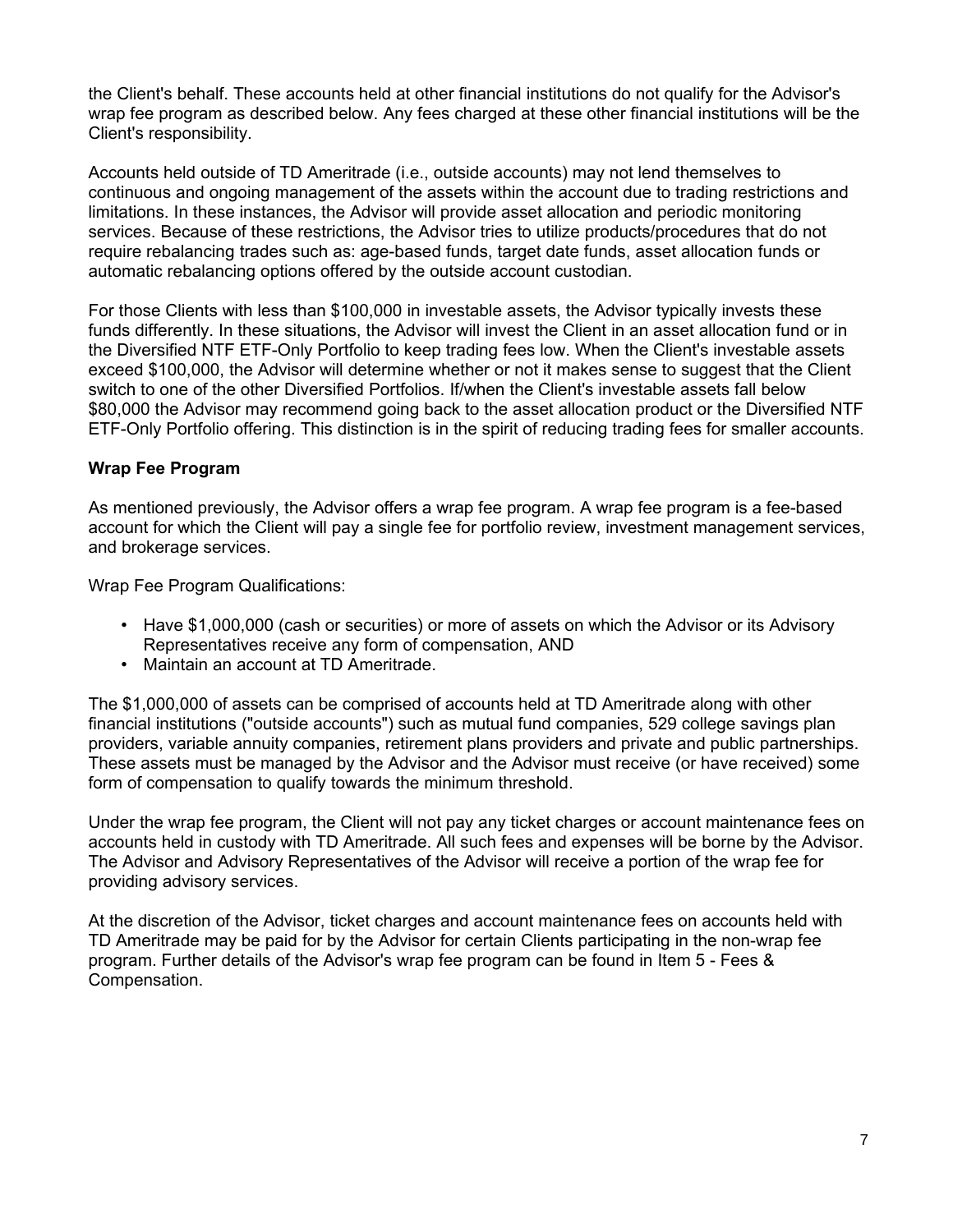the Client's behalf. These accounts held at other financial institutions do not qualify for the Advisor's wrap fee program as described below. Any fees charged at these other financial institutions will be the Client's responsibility.

Accounts held outside of TD Ameritrade (i.e., outside accounts) may not lend themselves to continuous and ongoing management of the assets within the account due to trading restrictions and limitations. In these instances, the Advisor will provide asset allocation and periodic monitoring services. Because of these restrictions, the Advisor tries to utilize products/procedures that do not require rebalancing trades such as: age-based funds, target date funds, asset allocation funds or automatic rebalancing options offered by the outside account custodian.

For those Clients with less than $100,000 in investable assets, the Advisor typically invests these funds differently. In these situations, the Advisor will invest the Client in an asset allocation fund or in the Diversified NTF ETF-Only Portfolio to keep trading fees low. When the Client's investable assets exceed $100,000, the Advisor will determine whether or not it makes sense to suggest that the Client switch to one of the other Diversified Portfolios. If/when the Client's investable assets fall below $80,000 the Advisor may recommend going back to the asset allocation product or the Diversified NTF ETF-Only Portfolio offering. This distinction is in the spirit of reducing trading fees for smaller accounts.

**Wrap Fee Program**

As mentioned previously, the Advisor offers a wrap fee program. A wrap fee program is a fee-based account for which the Client will pay a single fee for portfolio review, investment management services, and brokerage services.

Wrap Fee Program Qualifications:

- Have $1,000,000 (cash or securities) or more of assets on which the Advisor or its Advisory Representatives receive any form of compensation, AND
- Maintain an account at TD Ameritrade.

The $1,000,000 of assets can be comprised of accounts held at TD Ameritrade along with other financial institutions ("outside accounts") such as mutual fund companies, 529 college savings plan providers, variable annuity companies, retirement plans providers and private and public partnerships. These assets must be managed by the Advisor and the Advisor must receive (or have received) some form of compensation to qualify towards the minimum threshold.

Under the wrap fee program, the Client will not pay any ticket charges or account maintenance fees on accounts held in custody with TD Ameritrade. All such fees and expenses will be borne by the Advisor. The Advisor and Advisory Representatives of the Advisor will receive a portion of the wrap fee for providing advisory services.

At the discretion of the Advisor, ticket charges and account maintenance fees on accounts held with TD Ameritrade may be paid for by the Advisor for certain Clients participating in the non-wrap fee program. Further details of the Advisor's wrap fee program can be found in Item 5 - Fees & Compensation.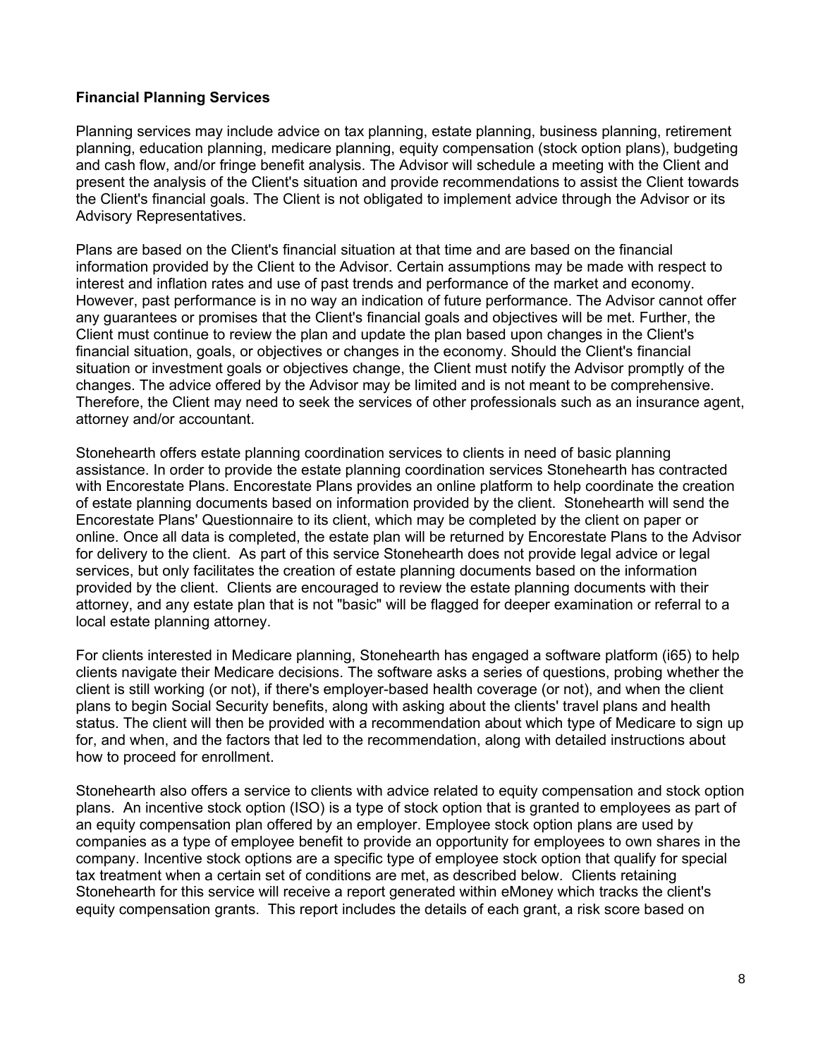**Financial Planning Services**

Planning services may include advice on tax planning, estate planning, business planning, retirement planning, education planning, medicare planning, equity compensation (stock option plans), budgeting and cash flow, and/or fringe benefit analysis. The Advisor will schedule a meeting with the Client and present the analysis of the Client's situation and provide recommendations to assist the Client towards the Client's financial goals. The Client is not obligated to implement advice through the Advisor or its Advisory Representatives.

Plans are based on the Client's financial situation at that time and are based on the financial information provided by the Client to the Advisor. Certain assumptions may be made with respect to interest and inflation rates and use of past trends and performance of the market and economy. However, past performance is in no way an indication of future performance. The Advisor cannot offer any guarantees or promises that the Client's financial goals and objectives will be met. Further, the Client must continue to review the plan and update the plan based upon changes in the Client's financial situation, goals, or objectives or changes in the economy. Should the Client's financial situation or investment goals or objectives change, the Client must notify the Advisor promptly of the changes. The advice offered by the Advisor may be limited and is not meant to be comprehensive. Therefore, the Client may need to seek the services of other professionals such as an insurance agent, attorney and/or accountant.

Stonehearth offers estate planning coordination services to clients in need of basic planning assistance. In order to provide the estate planning coordination services Stonehearth has contracted with Encorestate Plans. Encorestate Plans provides an online platform to help coordinate the creation of estate planning documents based on information provided by the client. Stonehearth will send the Encorestate Plans' Questionnaire to its client, which may be completed by the client on paper or online. Once all data is completed, the estate plan will be returned by Encorestate Plans to the Advisor for delivery to the client. As part of this service Stonehearth does not provide legal advice or legal services, but only facilitates the creation of estate planning documents based on the information provided by the client. Clients are encouraged to review the estate planning documents with their attorney, and any estate plan that is not "basic" will be flagged for deeper examination or referral to a local estate planning attorney.

For clients interested in Medicare planning, Stonehearth has engaged a software platform (i65) to help clients navigate their Medicare decisions. The software asks a series of questions, probing whether the client is still working (or not), if there's employer-based health coverage (or not), and when the client plans to begin Social Security benefits, along with asking about the clients' travel plans and health status. The client will then be provided with a recommendation about which type of Medicare to sign up for, and when, and the factors that led to the recommendation, along with detailed instructions about how to proceed for enrollment.

Stonehearth also offers a service to clients with advice related to equity compensation and stock option plans. An incentive stock option (ISO) is a type of stock option that is granted to employees as part of an equity compensation plan offered by an employer. Employee stock option plans are used by companies as a type of employee benefit to provide an opportunity for employees to own shares in the company. Incentive stock options are a specific type of employee stock option that qualify for special tax treatment when a certain set of conditions are met, as described below. Clients retaining Stonehearth for this service will receive a report generated within eMoney which tracks the client's equity compensation grants. This report includes the details of each grant, a risk score based on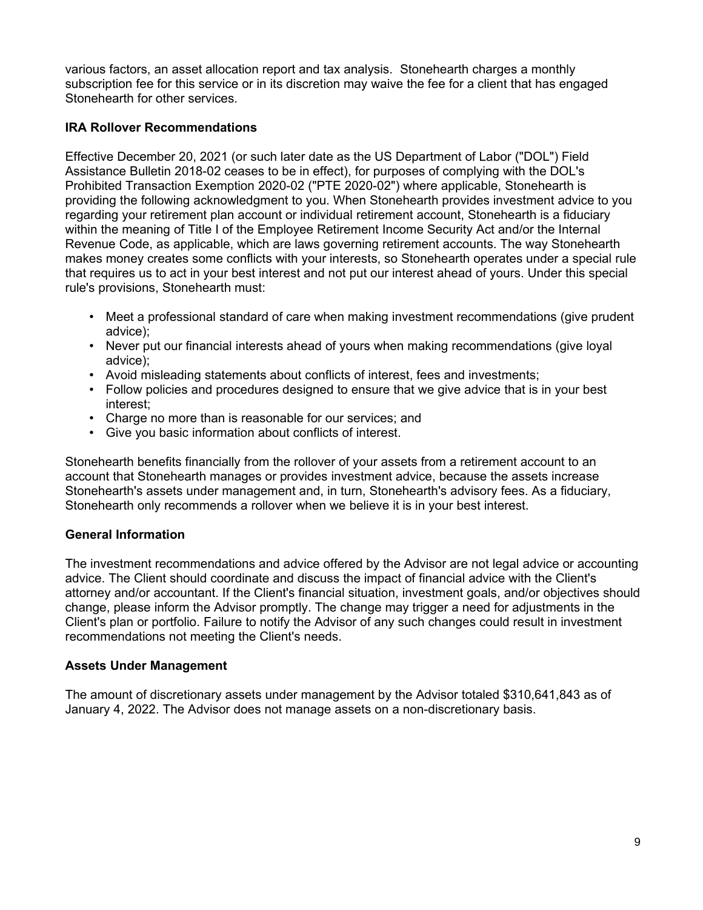various factors, an asset allocation report and tax analysis. Stonehearth charges a monthly subscription fee for this service or in its discretion may waive the fee for a client that has engaged Stonehearth for other services.

**IRA Rollover Recommendations**

Effective December 20, 2021 (or such later date as the US Department of Labor ("DOL") Field Assistance Bulletin 2018-02 ceases to be in effect), for purposes of complying with the DOL's Prohibited Transaction Exemption 2020-02 ("PTE 2020-02") where applicable, Stonehearth is providing the following acknowledgment to you. When Stonehearth provides investment advice to you regarding your retirement plan account or individual retirement account, Stonehearth is a fiduciary within the meaning of Title I of the Employee Retirement Income Security Act and/or the Internal Revenue Code, as applicable, which are laws governing retirement accounts. The way Stonehearth makes money creates some conflicts with your interests, so Stonehearth operates under a special rule that requires us to act in your best interest and not put our interest ahead of yours. Under this special rule's provisions, Stonehearth must:

- Meet a professional standard of care when making investment recommendations (give prudent advice);
- Never put our financial interests ahead of yours when making recommendations (give loyal advice);
- Avoid misleading statements about conflicts of interest, fees and investments;
- Follow policies and procedures designed to ensure that we give advice that is in your best interest;
- Charge no more than is reasonable for our services; and
- Give you basic information about conflicts of interest.

Stonehearth benefits financially from the rollover of your assets from a retirement account to an account that Stonehearth manages or provides investment advice, because the assets increase Stonehearth's assets under management and, in turn, Stonehearth's advisory fees. As a fiduciary, Stonehearth only recommends a rollover when we believe it is in your best interest.

**General Information**

The investment recommendations and advice offered by the Advisor are not legal advice or accounting advice. The Client should coordinate and discuss the impact of financial advice with the Client's attorney and/or accountant. If the Client's financial situation, investment goals, and/or objectives should change, please inform the Advisor promptly. The change may trigger a need for adjustments in the Client's plan or portfolio. Failure to notify the Advisor of any such changes could result in investment recommendations not meeting the Client's needs.

**Assets Under Management**

The amount of discretionary assets under management by the Advisor totaled $310,641,843 as of January 4, 2022. The Advisor does not manage assets on a non-discretionary basis.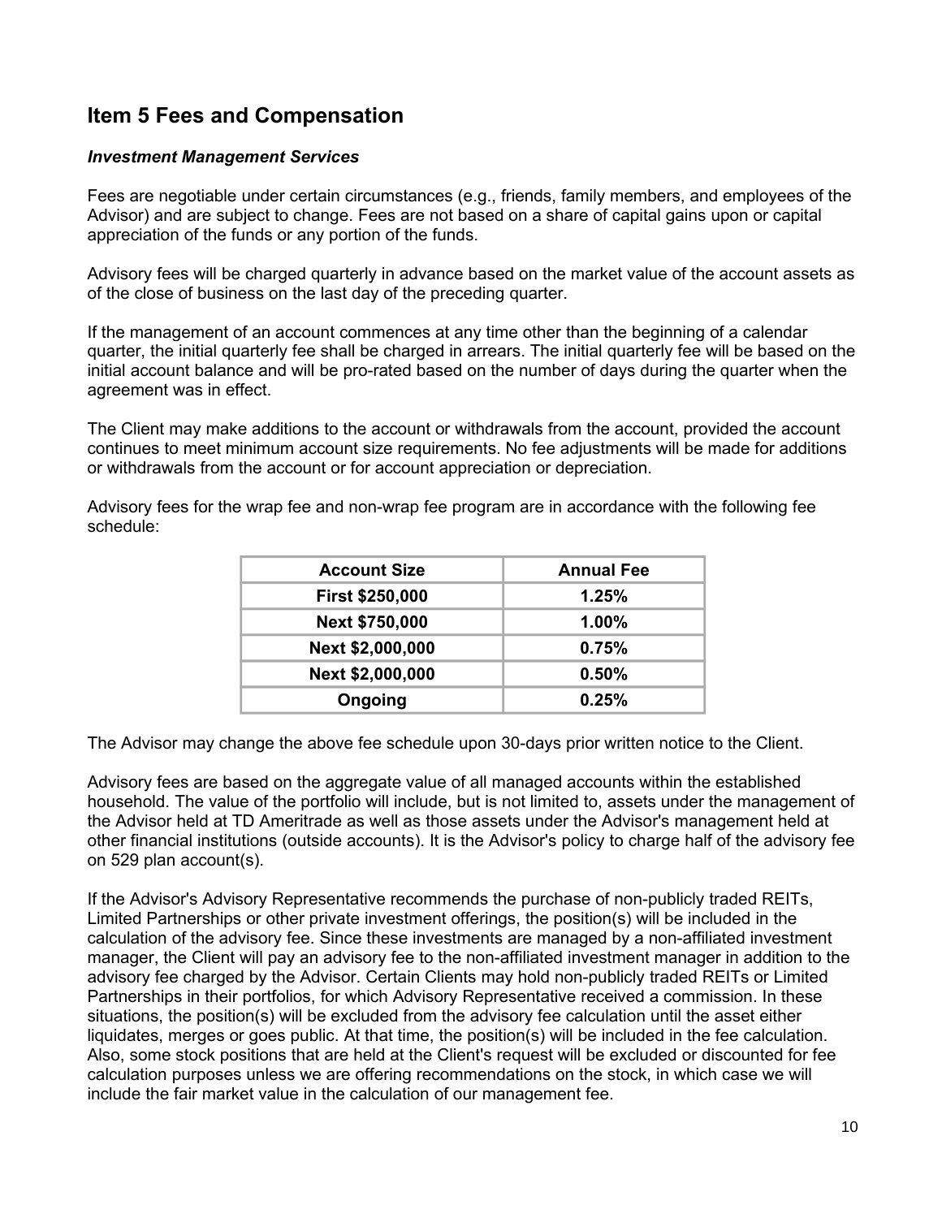## Item 5 Fees and Compensation

***Investment Management Services***

Fees are negotiable under certain circumstances (e.g., friends, family members, and employees of the Advisor) and are subject to change. Fees are not based on a share of capital gains upon or capital appreciation of the funds or any portion of the funds.

Advisory fees will be charged quarterly in advance based on the market value of the account assets as of the close of business on the last day of the preceding quarter.

If the management of an account commences at any time other than the beginning of a calendar quarter, the initial quarterly fee shall be charged in arrears. The initial quarterly fee will be based on the initial account balance and will be pro-rated based on the number of days during the quarter when the agreement was in effect.

The Client may make additions to the account or withdrawals from the account, provided the account continues to meet minimum account size requirements. No fee adjustments will be made for additions or withdrawals from the account or for account appreciation or depreciation.

Advisory fees for the wrap fee and non-wrap fee program are in accordance with the following fee schedule:

| Account Size | Annual Fee |
|---|---|
| First $250,000 | 1.25% |
| Next $750,000 | 1.00% |
| Next $2,000,000 | 0.75% |
| Next $2,000,000 | 0.50% |
| Ongoing | 0.25% |

The Advisor may change the above fee schedule upon 30-days prior written notice to the Client.

Advisory fees are based on the aggregate value of all managed accounts within the established household. The value of the portfolio will include, but is not limited to, assets under the management of the Advisor held at TD Ameritrade as well as those assets under the Advisor's management held at other financial institutions (outside accounts). It is the Advisor's policy to charge half of the advisory fee on 529 plan account(s).

If the Advisor's Advisory Representative recommends the purchase of non-publicly traded REITs, Limited Partnerships or other private investment offerings, the position(s) will be included in the calculation of the advisory fee. Since these investments are managed by a non-affiliated investment manager, the Client will pay an advisory fee to the non-affiliated investment manager in addition to the advisory fee charged by the Advisor. Certain Clients may hold non-publicly traded REITs or Limited Partnerships in their portfolios, for which Advisory Representative received a commission. In these situations, the position(s) will be excluded from the advisory fee calculation until the asset either liquidates, merges or goes public. At that time, the position(s) will be included in the fee calculation. Also, some stock positions that are held at the Client's request will be excluded or discounted for fee calculation purposes unless we are offering recommendations on the stock, in which case we will include the fair market value in the calculation of our management fee.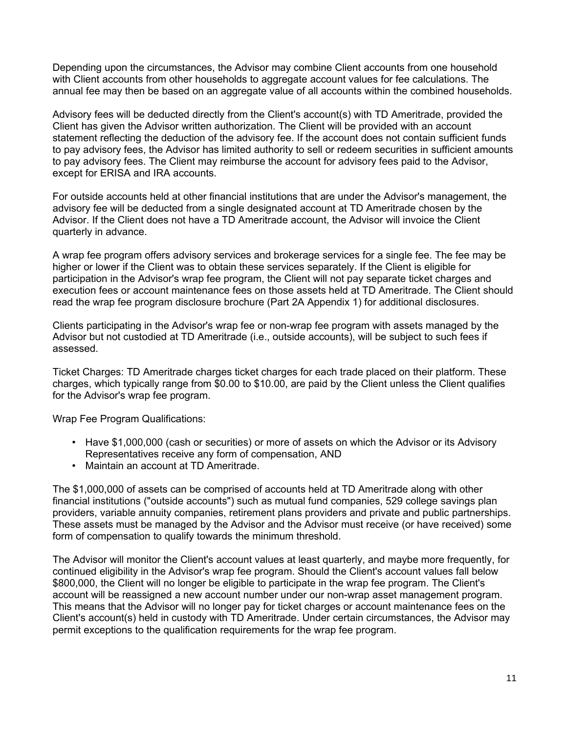Depending upon the circumstances, the Advisor may combine Client accounts from one household with Client accounts from other households to aggregate account values for fee calculations. The annual fee may then be based on an aggregate value of all accounts within the combined households.

Advisory fees will be deducted directly from the Client's account(s) with TD Ameritrade, provided the Client has given the Advisor written authorization. The Client will be provided with an account statement reflecting the deduction of the advisory fee. If the account does not contain sufficient funds to pay advisory fees, the Advisor has limited authority to sell or redeem securities in sufficient amounts to pay advisory fees. The Client may reimburse the account for advisory fees paid to the Advisor, except for ERISA and IRA accounts.

For outside accounts held at other financial institutions that are under the Advisor's management, the advisory fee will be deducted from a single designated account at TD Ameritrade chosen by the Advisor. If the Client does not have a TD Ameritrade account, the Advisor will invoice the Client quarterly in advance.

A wrap fee program offers advisory services and brokerage services for a single fee. The fee may be higher or lower if the Client was to obtain these services separately. If the Client is eligible for participation in the Advisor's wrap fee program, the Client will not pay separate ticket charges and execution fees or account maintenance fees on those assets held at TD Ameritrade. The Client should read the wrap fee program disclosure brochure (Part 2A Appendix 1) for additional disclosures.

Clients participating in the Advisor's wrap fee or non-wrap fee program with assets managed by the Advisor but not custodied at TD Ameritrade (i.e., outside accounts), will be subject to such fees if assessed.

Ticket Charges: TD Ameritrade charges ticket charges for each trade placed on their platform. These charges, which typically range from $0.00 to $10.00, are paid by the Client unless the Client qualifies for the Advisor's wrap fee program.

Wrap Fee Program Qualifications:

- Have $1,000,000 (cash or securities) or more of assets on which the Advisor or its Advisory Representatives receive any form of compensation, AND
- Maintain an account at TD Ameritrade.

The $1,000,000 of assets can be comprised of accounts held at TD Ameritrade along with other financial institutions ("outside accounts") such as mutual fund companies, 529 college savings plan providers, variable annuity companies, retirement plans providers and private and public partnerships. These assets must be managed by the Advisor and the Advisor must receive (or have received) some form of compensation to qualify towards the minimum threshold.

The Advisor will monitor the Client's account values at least quarterly, and maybe more frequently, for continued eligibility in the Advisor's wrap fee program. Should the Client's account values fall below $800,000, the Client will no longer be eligible to participate in the wrap fee program. The Client's account will be reassigned a new account number under our non-wrap asset management program. This means that the Advisor will no longer pay for ticket charges or account maintenance fees on the Client's account(s) held in custody with TD Ameritrade. Under certain circumstances, the Advisor may permit exceptions to the qualification requirements for the wrap fee program.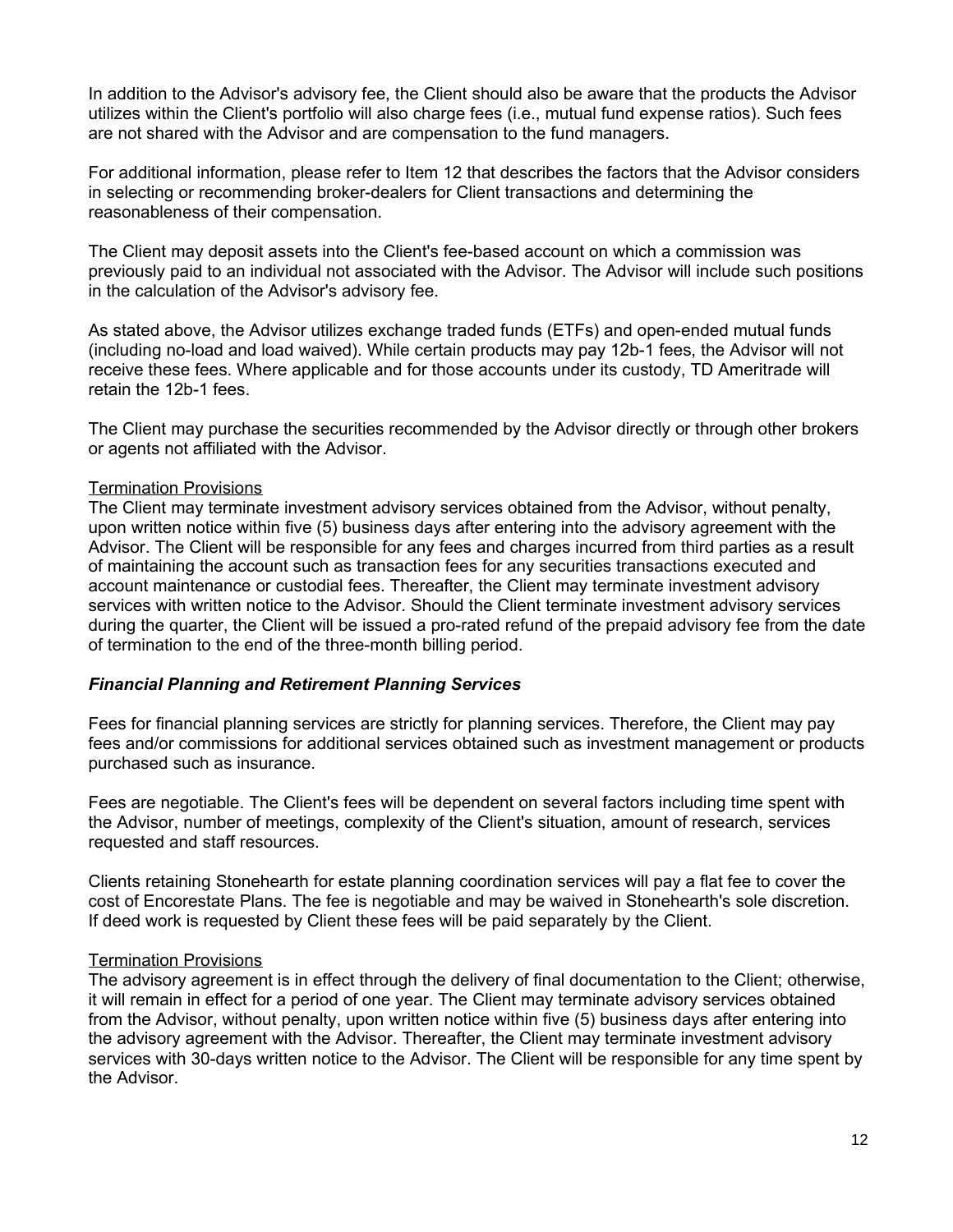In addition to the Advisor's advisory fee, the Client should also be aware that the products the Advisor utilizes within the Client's portfolio will also charge fees (i.e., mutual fund expense ratios). Such fees are not shared with the Advisor and are compensation to the fund managers.

For additional information, please refer to Item 12 that describes the factors that the Advisor considers in selecting or recommending broker-dealers for Client transactions and determining the reasonableness of their compensation.

The Client may deposit assets into the Client's fee-based account on which a commission was previously paid to an individual not associated with the Advisor. The Advisor will include such positions in the calculation of the Advisor's advisory fee.

As stated above, the Advisor utilizes exchange traded funds (ETFs) and open-ended mutual funds (including no-load and load waived). While certain products may pay 12b-1 fees, the Advisor will not receive these fees. Where applicable and for those accounts under its custody, TD Ameritrade will retain the 12b-1 fees.

The Client may purchase the securities recommended by the Advisor directly or through other brokers or agents not affiliated with the Advisor.

Termination Provisions

The Client may terminate investment advisory services obtained from the Advisor, without penalty, upon written notice within five (5) business days after entering into the advisory agreement with the Advisor. The Client will be responsible for any fees and charges incurred from third parties as a result of maintaining the account such as transaction fees for any securities transactions executed and account maintenance or custodial fees. Thereafter, the Client may terminate investment advisory services with written notice to the Advisor. Should the Client terminate investment advisory services during the quarter, the Client will be issued a pro-rated refund of the prepaid advisory fee from the date of termination to the end of the three-month billing period.

### *Financial Planning and Retirement Planning Services*

Fees for financial planning services are strictly for planning services. Therefore, the Client may pay fees and/or commissions for additional services obtained such as investment management or products purchased such as insurance.

Fees are negotiable. The Client's fees will be dependent on several factors including time spent with the Advisor, number of meetings, complexity of the Client's situation, amount of research, services requested and staff resources.

Clients retaining Stonehearth for estate planning coordination services will pay a flat fee to cover the cost of Encorestate Plans. The fee is negotiable and may be waived in Stonehearth's sole discretion. If deed work is requested by Client these fees will be paid separately by the Client.

Termination Provisions

The advisory agreement is in effect through the delivery of final documentation to the Client; otherwise, it will remain in effect for a period of one year. The Client may terminate advisory services obtained from the Advisor, without penalty, upon written notice within five (5) business days after entering into the advisory agreement with the Advisor. Thereafter, the Client may terminate investment advisory services with 30-days written notice to the Advisor. The Client will be responsible for any time spent by the Advisor.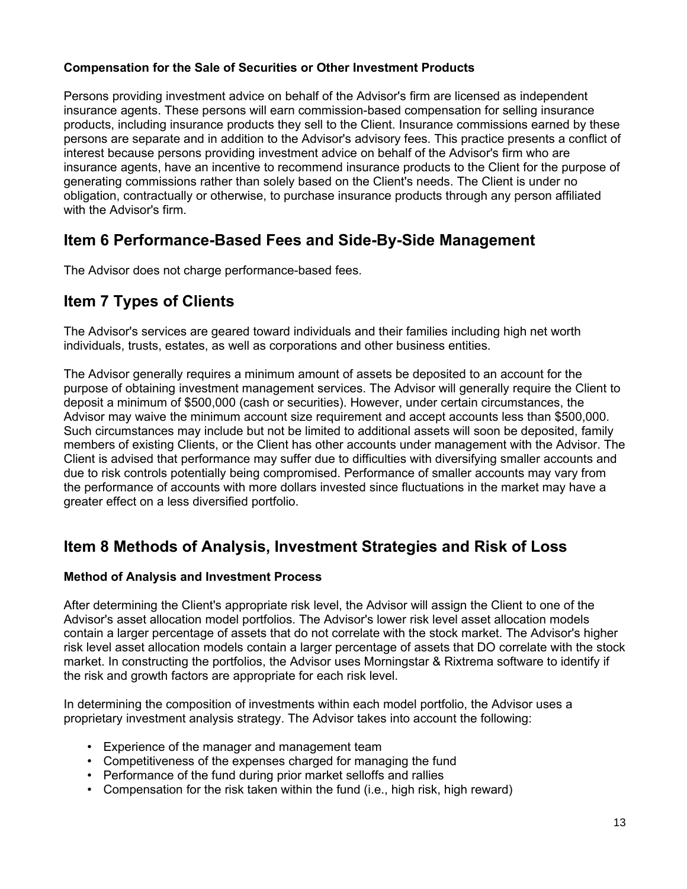**Compensation for the Sale of Securities or Other Investment Products**

Persons providing investment advice on behalf of the Advisor's firm are licensed as independent insurance agents. These persons will earn commission-based compensation for selling insurance products, including insurance products they sell to the Client. Insurance commissions earned by these persons are separate and in addition to the Advisor's advisory fees. This practice presents a conflict of interest because persons providing investment advice on behalf of the Advisor's firm who are insurance agents, have an incentive to recommend insurance products to the Client for the purpose of generating commissions rather than solely based on the Client's needs. The Client is under no obligation, contractually or otherwise, to purchase insurance products through any person affiliated with the Advisor's firm.

## Item 6 Performance-Based Fees and Side-By-Side Management

The Advisor does not charge performance-based fees.

## Item 7 Types of Clients

The Advisor's services are geared toward individuals and their families including high net worth individuals, trusts, estates, as well as corporations and other business entities.

The Advisor generally requires a minimum amount of assets be deposited to an account for the purpose of obtaining investment management services. The Advisor will generally require the Client to deposit a minimum of $500,000 (cash or securities). However, under certain circumstances, the Advisor may waive the minimum account size requirement and accept accounts less than $500,000. Such circumstances may include but not be limited to additional assets will soon be deposited, family members of existing Clients, or the Client has other accounts under management with the Advisor. The Client is advised that performance may suffer due to difficulties with diversifying smaller accounts and due to risk controls potentially being compromised. Performance of smaller accounts may vary from the performance of accounts with more dollars invested since fluctuations in the market may have a greater effect on a less diversified portfolio.

## Item 8 Methods of Analysis, Investment Strategies and Risk of Loss

**Method of Analysis and Investment Process**

After determining the Client's appropriate risk level, the Advisor will assign the Client to one of the Advisor's asset allocation model portfolios. The Advisor's lower risk level asset allocation models contain a larger percentage of assets that do not correlate with the stock market. The Advisor's higher risk level asset allocation models contain a larger percentage of assets that DO correlate with the stock market. In constructing the portfolios, the Advisor uses Morningstar & Rixtrema software to identify if the risk and growth factors are appropriate for each risk level.

In determining the composition of investments within each model portfolio, the Advisor uses a proprietary investment analysis strategy. The Advisor takes into account the following:

- Experience of the manager and management team
- Competitiveness of the expenses charged for managing the fund
- Performance of the fund during prior market selloffs and rallies
- Compensation for the risk taken within the fund (i.e., high risk, high reward)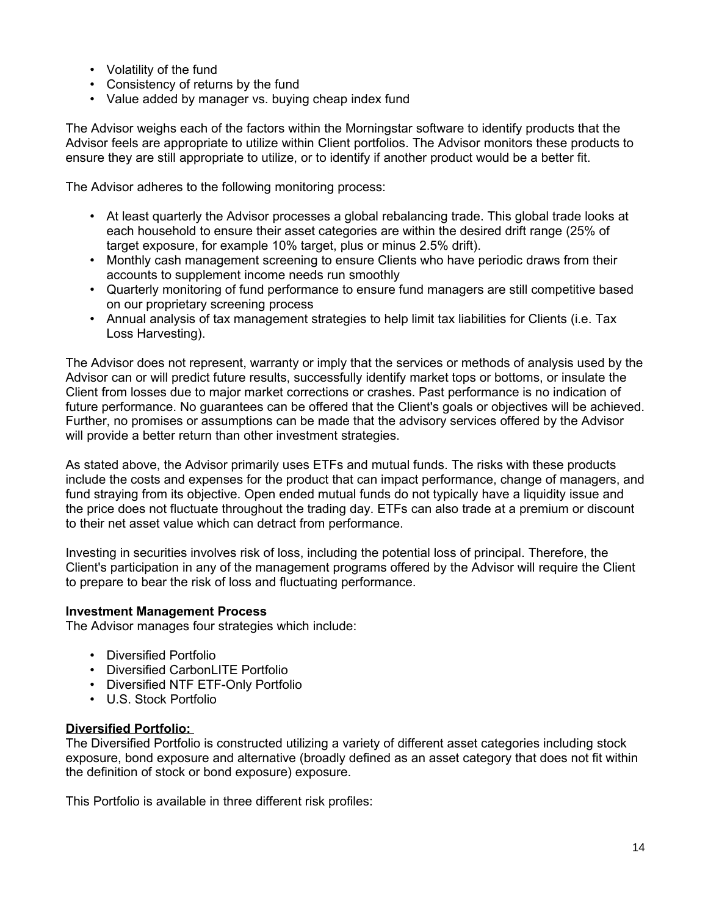- Volatility of the fund
- Consistency of returns by the fund
- Value added by manager vs. buying cheap index fund

The Advisor weighs each of the factors within the Morningstar software to identify products that the Advisor feels are appropriate to utilize within Client portfolios. The Advisor monitors these products to ensure they are still appropriate to utilize, or to identify if another product would be a better fit.

The Advisor adheres to the following monitoring process:

- At least quarterly the Advisor processes a global rebalancing trade. This global trade looks at each household to ensure their asset categories are within the desired drift range (25% of target exposure, for example 10% target, plus or minus 2.5% drift).
- Monthly cash management screening to ensure Clients who have periodic draws from their accounts to supplement income needs run smoothly
- Quarterly monitoring of fund performance to ensure fund managers are still competitive based on our proprietary screening process
- Annual analysis of tax management strategies to help limit tax liabilities for Clients (i.e. Tax Loss Harvesting).

The Advisor does not represent, warranty or imply that the services or methods of analysis used by the Advisor can or will predict future results, successfully identify market tops or bottoms, or insulate the Client from losses due to major market corrections or crashes. Past performance is no indication of future performance. No guarantees can be offered that the Client's goals or objectives will be achieved. Further, no promises or assumptions can be made that the advisory services offered by the Advisor will provide a better return than other investment strategies.

As stated above, the Advisor primarily uses ETFs and mutual funds. The risks with these products include the costs and expenses for the product that can impact performance, change of managers, and fund straying from its objective. Open ended mutual funds do not typically have a liquidity issue and the price does not fluctuate throughout the trading day. ETFs can also trade at a premium or discount to their net asset value which can detract from performance.

Investing in securities involves risk of loss, including the potential loss of principal. Therefore, the Client's participation in any of the management programs offered by the Advisor will require the Client to prepare to bear the risk of loss and fluctuating performance.

**Investment Management Process**

The Advisor manages four strategies which include:

- Diversified Portfolio
- Diversified CarbonLITE Portfolio
- Diversified NTF ETF-Only Portfolio
- U.S. Stock Portfolio

**Diversified Portfolio:**

The Diversified Portfolio is constructed utilizing a variety of different asset categories including stock exposure, bond exposure and alternative (broadly defined as an asset category that does not fit within the definition of stock or bond exposure) exposure.

This Portfolio is available in three different risk profiles: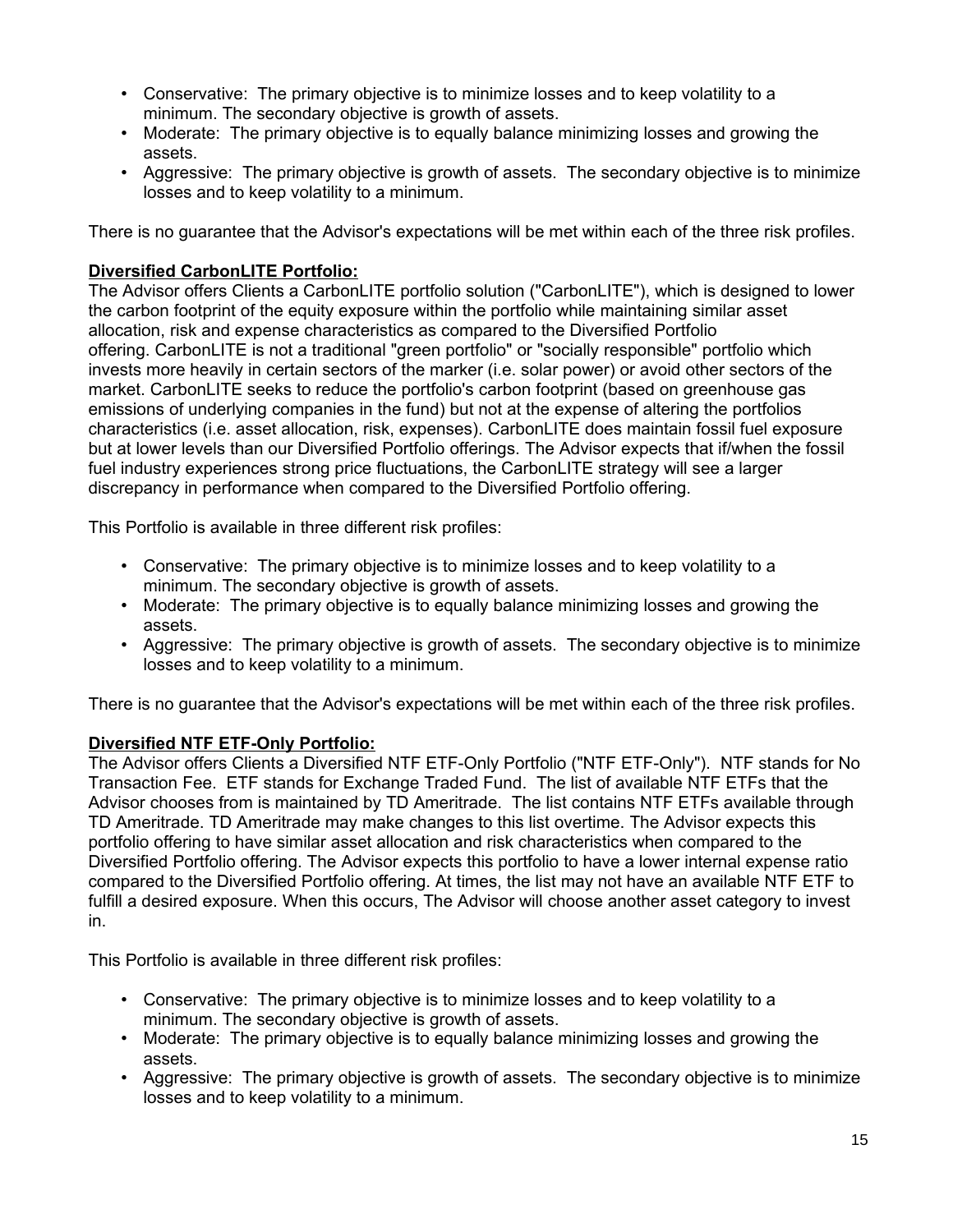- Conservative: The primary objective is to minimize losses and to keep volatility to a minimum. The secondary objective is growth of assets.
- Moderate: The primary objective is to equally balance minimizing losses and growing the assets.
- Aggressive: The primary objective is growth of assets. The secondary objective is to minimize losses and to keep volatility to a minimum.

There is no guarantee that the Advisor's expectations will be met within each of the three risk profiles.

**Diversified CarbonLITE Portfolio:**

The Advisor offers Clients a CarbonLITE portfolio solution ("CarbonLITE"), which is designed to lower the carbon footprint of the equity exposure within the portfolio while maintaining similar asset allocation, risk and expense characteristics as compared to the Diversified Portfolio offering. CarbonLITE is not a traditional "green portfolio" or "socially responsible" portfolio which invests more heavily in certain sectors of the marker (i.e. solar power) or avoid other sectors of the market. CarbonLITE seeks to reduce the portfolio's carbon footprint (based on greenhouse gas emissions of underlying companies in the fund) but not at the expense of altering the portfolios characteristics (i.e. asset allocation, risk, expenses). CarbonLITE does maintain fossil fuel exposure but at lower levels than our Diversified Portfolio offerings. The Advisor expects that if/when the fossil fuel industry experiences strong price fluctuations, the CarbonLITE strategy will see a larger discrepancy in performance when compared to the Diversified Portfolio offering.

This Portfolio is available in three different risk profiles:

- Conservative: The primary objective is to minimize losses and to keep volatility to a minimum. The secondary objective is growth of assets.
- Moderate: The primary objective is to equally balance minimizing losses and growing the assets.
- Aggressive: The primary objective is growth of assets. The secondary objective is to minimize losses and to keep volatility to a minimum.

There is no guarantee that the Advisor's expectations will be met within each of the three risk profiles.

**Diversified NTF ETF-Only Portfolio:**

The Advisor offers Clients a Diversified NTF ETF-Only Portfolio ("NTF ETF-Only"). NTF stands for No Transaction Fee. ETF stands for Exchange Traded Fund. The list of available NTF ETFs that the Advisor chooses from is maintained by TD Ameritrade. The list contains NTF ETFs available through TD Ameritrade. TD Ameritrade may make changes to this list overtime. The Advisor expects this portfolio offering to have similar asset allocation and risk characteristics when compared to the Diversified Portfolio offering. The Advisor expects this portfolio to have a lower internal expense ratio compared to the Diversified Portfolio offering. At times, the list may not have an available NTF ETF to fulfill a desired exposure. When this occurs, The Advisor will choose another asset category to invest in.

This Portfolio is available in three different risk profiles:

- Conservative: The primary objective is to minimize losses and to keep volatility to a minimum. The secondary objective is growth of assets.
- Moderate: The primary objective is to equally balance minimizing losses and growing the assets.
- Aggressive: The primary objective is growth of assets. The secondary objective is to minimize losses and to keep volatility to a minimum.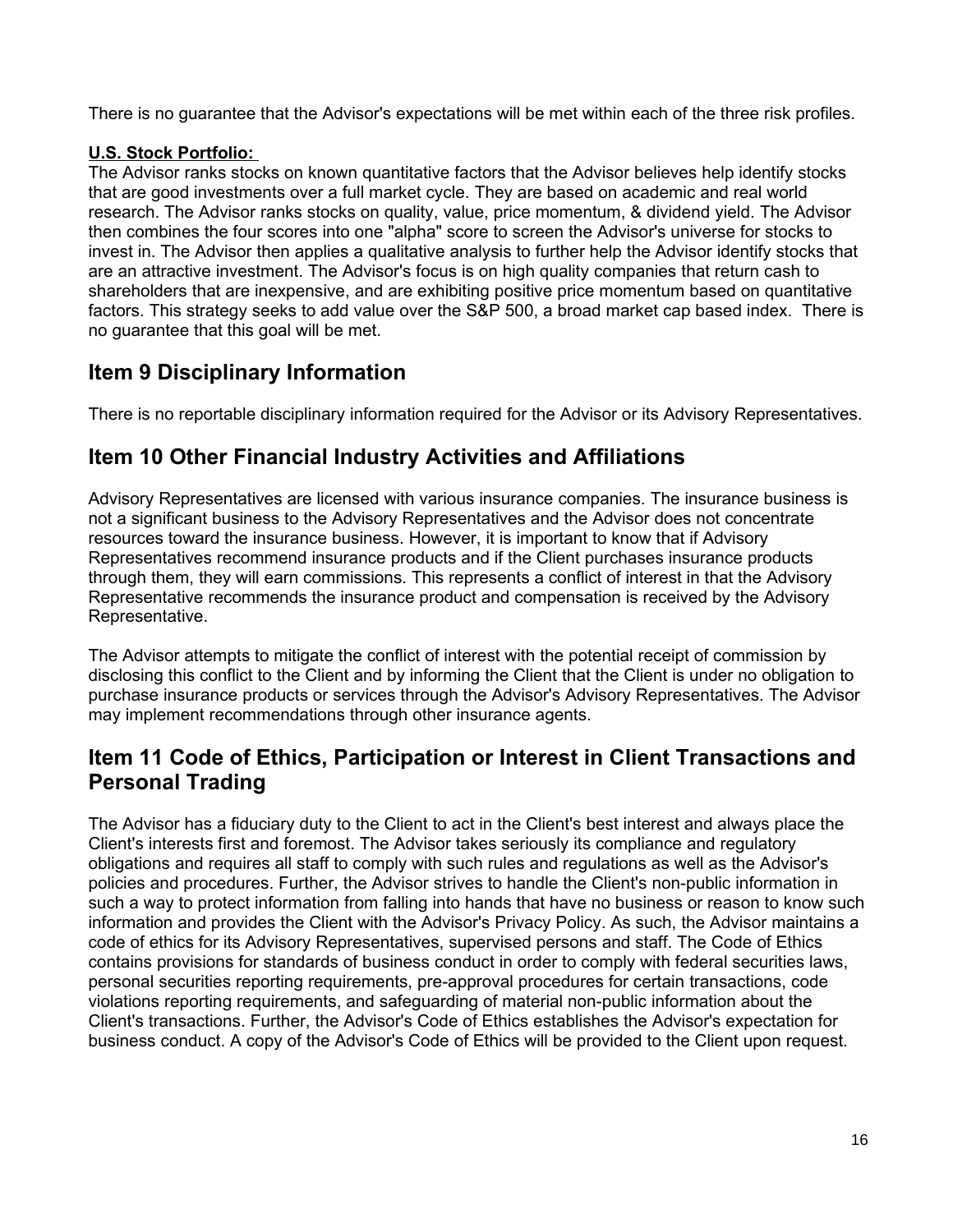There is no guarantee that the Advisor's expectations will be met within each of the three risk profiles.

**U.S. Stock Portfolio:**

The Advisor ranks stocks on known quantitative factors that the Advisor believes help identify stocks that are good investments over a full market cycle. They are based on academic and real world research. The Advisor ranks stocks on quality, value, price momentum, & dividend yield. The Advisor then combines the four scores into one "alpha" score to screen the Advisor's universe for stocks to invest in. The Advisor then applies a qualitative analysis to further help the Advisor identify stocks that are an attractive investment. The Advisor's focus is on high quality companies that return cash to shareholders that are inexpensive, and are exhibiting positive price momentum based on quantitative factors. This strategy seeks to add value over the S&P 500, a broad market cap based index. There is no guarantee that this goal will be met.

## Item 9 Disciplinary Information

There is no reportable disciplinary information required for the Advisor or its Advisory Representatives.

## Item 10 Other Financial Industry Activities and Affiliations

Advisory Representatives are licensed with various insurance companies. The insurance business is not a significant business to the Advisory Representatives and the Advisor does not concentrate resources toward the insurance business. However, it is important to know that if Advisory Representatives recommend insurance products and if the Client purchases insurance products through them, they will earn commissions. This represents a conflict of interest in that the Advisory Representative recommends the insurance product and compensation is received by the Advisory Representative.

The Advisor attempts to mitigate the conflict of interest with the potential receipt of commission by disclosing this conflict to the Client and by informing the Client that the Client is under no obligation to purchase insurance products or services through the Advisor's Advisory Representatives. The Advisor may implement recommendations through other insurance agents.

## Item 11 Code of Ethics, Participation or Interest in Client Transactions and Personal Trading

The Advisor has a fiduciary duty to the Client to act in the Client's best interest and always place the Client's interests first and foremost. The Advisor takes seriously its compliance and regulatory obligations and requires all staff to comply with such rules and regulations as well as the Advisor's policies and procedures. Further, the Advisor strives to handle the Client's non-public information in such a way to protect information from falling into hands that have no business or reason to know such information and provides the Client with the Advisor's Privacy Policy. As such, the Advisor maintains a code of ethics for its Advisory Representatives, supervised persons and staff. The Code of Ethics contains provisions for standards of business conduct in order to comply with federal securities laws, personal securities reporting requirements, pre-approval procedures for certain transactions, code violations reporting requirements, and safeguarding of material non-public information about the Client's transactions. Further, the Advisor's Code of Ethics establishes the Advisor's expectation for business conduct. A copy of the Advisor's Code of Ethics will be provided to the Client upon request.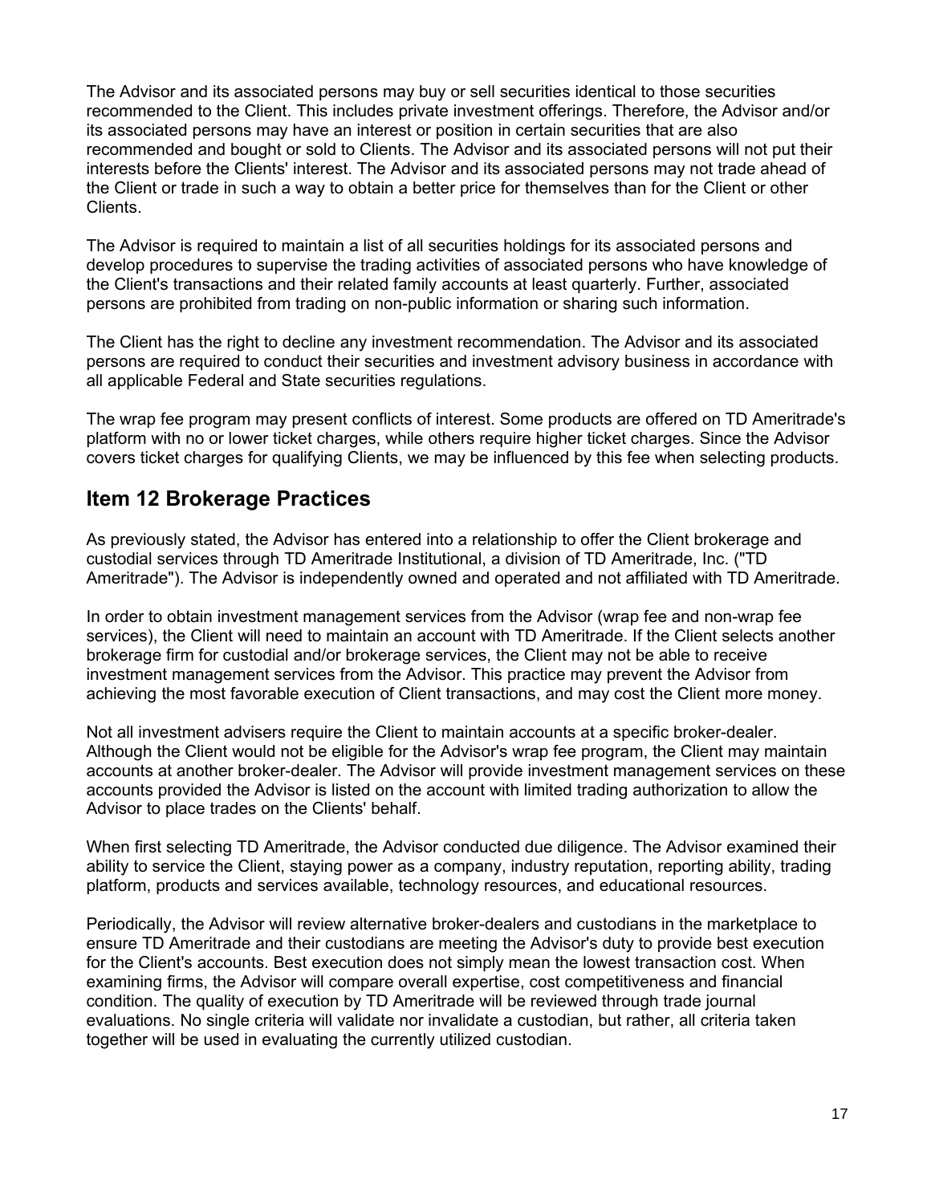The Advisor and its associated persons may buy or sell securities identical to those securities recommended to the Client. This includes private investment offerings. Therefore, the Advisor and/or its associated persons may have an interest or position in certain securities that are also recommended and bought or sold to Clients. The Advisor and its associated persons will not put their interests before the Clients' interest. The Advisor and its associated persons may not trade ahead of the Client or trade in such a way to obtain a better price for themselves than for the Client or other Clients.

The Advisor is required to maintain a list of all securities holdings for its associated persons and develop procedures to supervise the trading activities of associated persons who have knowledge of the Client's transactions and their related family accounts at least quarterly. Further, associated persons are prohibited from trading on non-public information or sharing such information.

The Client has the right to decline any investment recommendation. The Advisor and its associated persons are required to conduct their securities and investment advisory business in accordance with all applicable Federal and State securities regulations.

The wrap fee program may present conflicts of interest. Some products are offered on TD Ameritrade's platform with no or lower ticket charges, while others require higher ticket charges. Since the Advisor covers ticket charges for qualifying Clients, we may be influenced by this fee when selecting products.

## Item 12 Brokerage Practices

As previously stated, the Advisor has entered into a relationship to offer the Client brokerage and custodial services through TD Ameritrade Institutional, a division of TD Ameritrade, Inc. ("TD Ameritrade"). The Advisor is independently owned and operated and not affiliated with TD Ameritrade.

In order to obtain investment management services from the Advisor (wrap fee and non-wrap fee services), the Client will need to maintain an account with TD Ameritrade. If the Client selects another brokerage firm for custodial and/or brokerage services, the Client may not be able to receive investment management services from the Advisor. This practice may prevent the Advisor from achieving the most favorable execution of Client transactions, and may cost the Client more money.

Not all investment advisers require the Client to maintain accounts at a specific broker-dealer. Although the Client would not be eligible for the Advisor's wrap fee program, the Client may maintain accounts at another broker-dealer. The Advisor will provide investment management services on these accounts provided the Advisor is listed on the account with limited trading authorization to allow the Advisor to place trades on the Clients' behalf.

When first selecting TD Ameritrade, the Advisor conducted due diligence. The Advisor examined their ability to service the Client, staying power as a company, industry reputation, reporting ability, trading platform, products and services available, technology resources, and educational resources.

Periodically, the Advisor will review alternative broker-dealers and custodians in the marketplace to ensure TD Ameritrade and their custodians are meeting the Advisor's duty to provide best execution for the Client's accounts. Best execution does not simply mean the lowest transaction cost. When examining firms, the Advisor will compare overall expertise, cost competitiveness and financial condition. The quality of execution by TD Ameritrade will be reviewed through trade journal evaluations. No single criteria will validate nor invalidate a custodian, but rather, all criteria taken together will be used in evaluating the currently utilized custodian.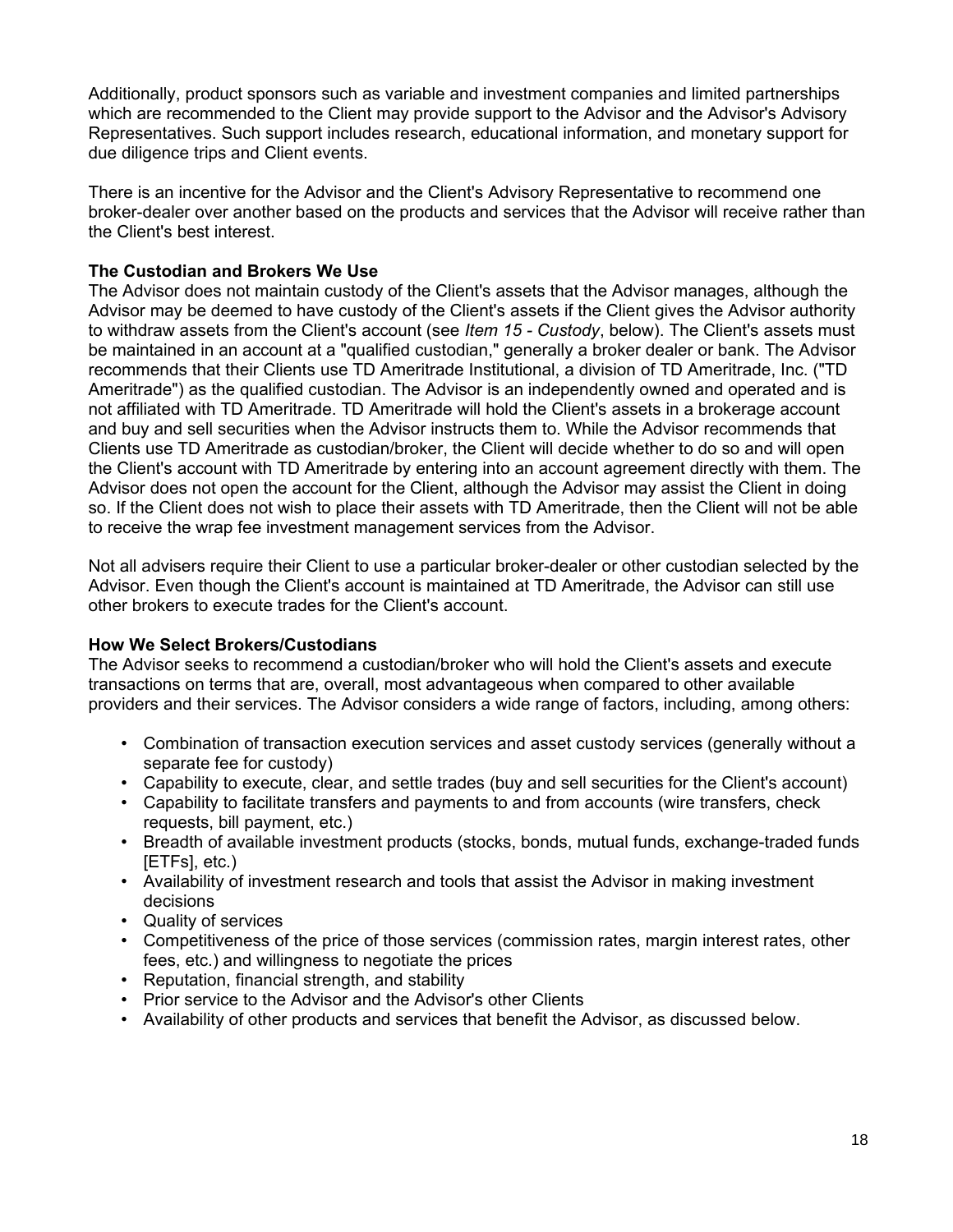Additionally, product sponsors such as variable and investment companies and limited partnerships which are recommended to the Client may provide support to the Advisor and the Advisor's Advisory Representatives. Such support includes research, educational information, and monetary support for due diligence trips and Client events.

There is an incentive for the Advisor and the Client's Advisory Representative to recommend one broker-dealer over another based on the products and services that the Advisor will receive rather than the Client's best interest.

**The Custodian and Brokers We Use**

The Advisor does not maintain custody of the Client's assets that the Advisor manages, although the Advisor may be deemed to have custody of the Client's assets if the Client gives the Advisor authority to withdraw assets from the Client's account (see *Item 15 - Custody*, below). The Client's assets must be maintained in an account at a "qualified custodian," generally a broker dealer or bank. The Advisor recommends that their Clients use TD Ameritrade Institutional, a division of TD Ameritrade, Inc. ("TD Ameritrade") as the qualified custodian. The Advisor is an independently owned and operated and is not affiliated with TD Ameritrade. TD Ameritrade will hold the Client's assets in a brokerage account and buy and sell securities when the Advisor instructs them to. While the Advisor recommends that Clients use TD Ameritrade as custodian/broker, the Client will decide whether to do so and will open the Client's account with TD Ameritrade by entering into an account agreement directly with them. The Advisor does not open the account for the Client, although the Advisor may assist the Client in doing so. If the Client does not wish to place their assets with TD Ameritrade, then the Client will not be able to receive the wrap fee investment management services from the Advisor.

Not all advisers require their Client to use a particular broker-dealer or other custodian selected by the Advisor. Even though the Client's account is maintained at TD Ameritrade, the Advisor can still use other brokers to execute trades for the Client's account.

**How We Select Brokers/Custodians**

The Advisor seeks to recommend a custodian/broker who will hold the Client's assets and execute transactions on terms that are, overall, most advantageous when compared to other available providers and their services. The Advisor considers a wide range of factors, including, among others:

- Combination of transaction execution services and asset custody services (generally without a separate fee for custody)
- Capability to execute, clear, and settle trades (buy and sell securities for the Client's account)
- Capability to facilitate transfers and payments to and from accounts (wire transfers, check requests, bill payment, etc.)
- Breadth of available investment products (stocks, bonds, mutual funds, exchange-traded funds [ETFs], etc.)
- Availability of investment research and tools that assist the Advisor in making investment decisions
- Quality of services
- Competitiveness of the price of those services (commission rates, margin interest rates, other fees, etc.) and willingness to negotiate the prices
- Reputation, financial strength, and stability
- Prior service to the Advisor and the Advisor's other Clients
- Availability of other products and services that benefit the Advisor, as discussed below.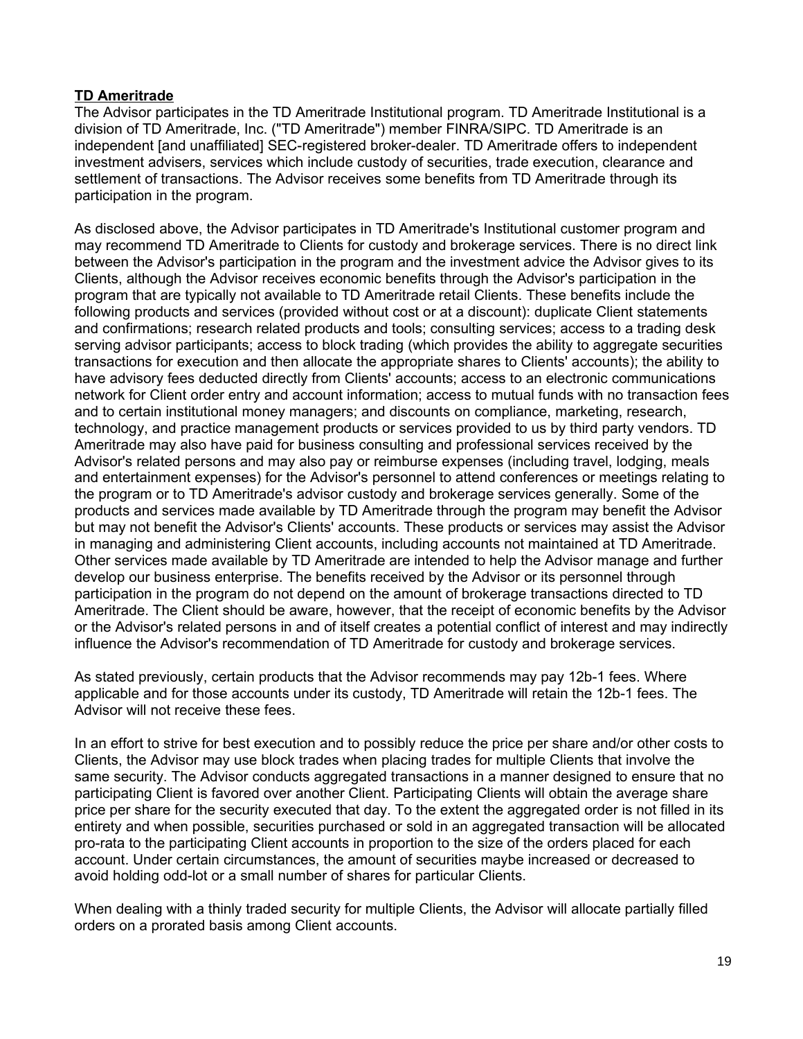**TD Ameritrade**

The Advisor participates in the TD Ameritrade Institutional program. TD Ameritrade Institutional is a division of TD Ameritrade, Inc. ("TD Ameritrade") member FINRA/SIPC. TD Ameritrade is an independent [and unaffiliated] SEC-registered broker-dealer. TD Ameritrade offers to independent investment advisers, services which include custody of securities, trade execution, clearance and settlement of transactions. The Advisor receives some benefits from TD Ameritrade through its participation in the program.

As disclosed above, the Advisor participates in TD Ameritrade's Institutional customer program and may recommend TD Ameritrade to Clients for custody and brokerage services. There is no direct link between the Advisor's participation in the program and the investment advice the Advisor gives to its Clients, although the Advisor receives economic benefits through the Advisor's participation in the program that are typically not available to TD Ameritrade retail Clients. These benefits include the following products and services (provided without cost or at a discount): duplicate Client statements and confirmations; research related products and tools; consulting services; access to a trading desk serving advisor participants; access to block trading (which provides the ability to aggregate securities transactions for execution and then allocate the appropriate shares to Clients' accounts); the ability to have advisory fees deducted directly from Clients' accounts; access to an electronic communications network for Client order entry and account information; access to mutual funds with no transaction fees and to certain institutional money managers; and discounts on compliance, marketing, research, technology, and practice management products or services provided to us by third party vendors. TD Ameritrade may also have paid for business consulting and professional services received by the Advisor's related persons and may also pay or reimburse expenses (including travel, lodging, meals and entertainment expenses) for the Advisor's personnel to attend conferences or meetings relating to the program or to TD Ameritrade's advisor custody and brokerage services generally. Some of the products and services made available by TD Ameritrade through the program may benefit the Advisor but may not benefit the Advisor's Clients' accounts. These products or services may assist the Advisor in managing and administering Client accounts, including accounts not maintained at TD Ameritrade. Other services made available by TD Ameritrade are intended to help the Advisor manage and further develop our business enterprise. The benefits received by the Advisor or its personnel through participation in the program do not depend on the amount of brokerage transactions directed to TD Ameritrade. The Client should be aware, however, that the receipt of economic benefits by the Advisor or the Advisor's related persons in and of itself creates a potential conflict of interest and may indirectly influence the Advisor's recommendation of TD Ameritrade for custody and brokerage services.

As stated previously, certain products that the Advisor recommends may pay 12b-1 fees. Where applicable and for those accounts under its custody, TD Ameritrade will retain the 12b-1 fees. The Advisor will not receive these fees.

In an effort to strive for best execution and to possibly reduce the price per share and/or other costs to Clients, the Advisor may use block trades when placing trades for multiple Clients that involve the same security. The Advisor conducts aggregated transactions in a manner designed to ensure that no participating Client is favored over another Client. Participating Clients will obtain the average share price per share for the security executed that day. To the extent the aggregated order is not filled in its entirety and when possible, securities purchased or sold in an aggregated transaction will be allocated pro-rata to the participating Client accounts in proportion to the size of the orders placed for each account. Under certain circumstances, the amount of securities maybe increased or decreased to avoid holding odd-lot or a small number of shares for particular Clients.

When dealing with a thinly traded security for multiple Clients, the Advisor will allocate partially filled orders on a prorated basis among Client accounts.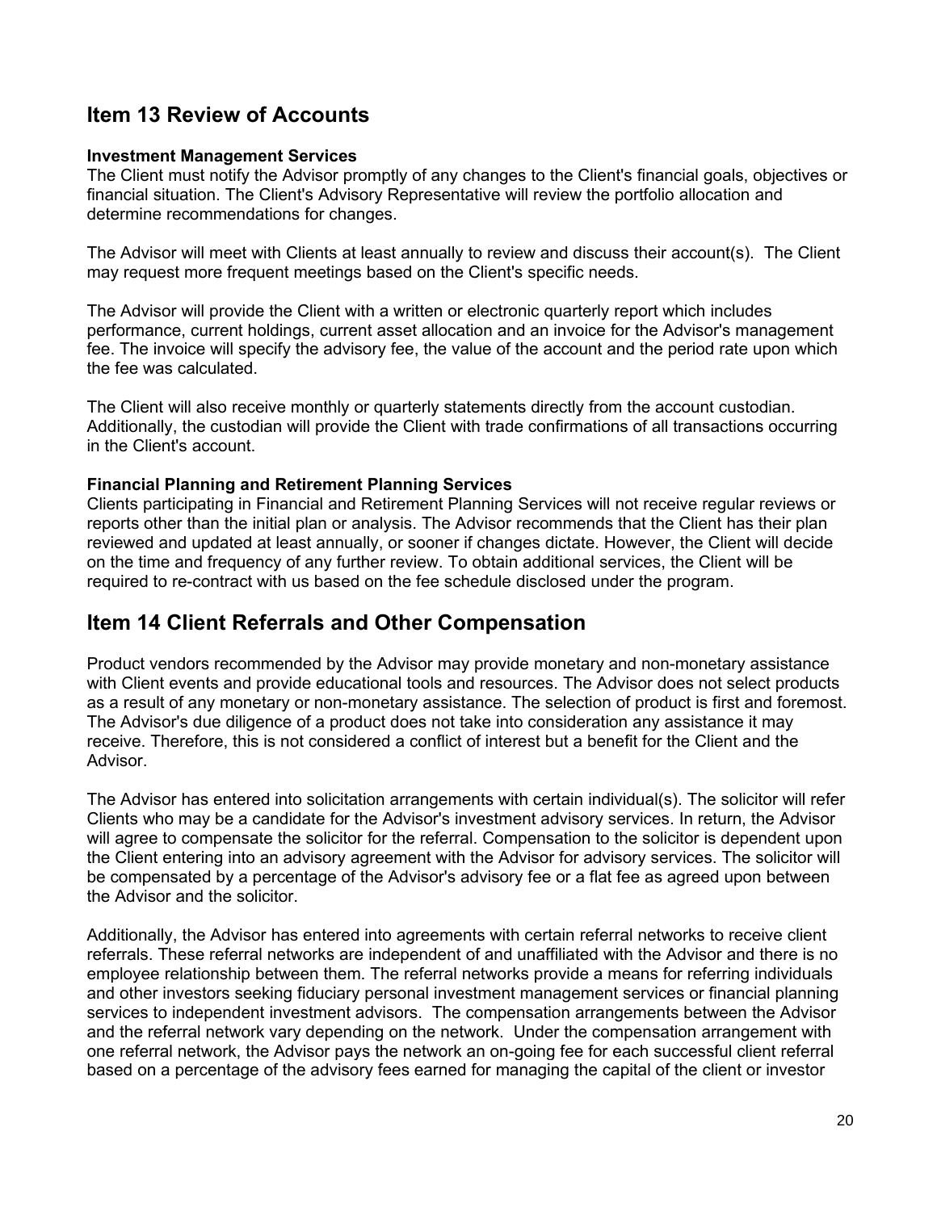## Item 13 Review of Accounts

**Investment Management Services**
The Client must notify the Advisor promptly of any changes to the Client's financial goals, objectives or financial situation. The Client's Advisory Representative will review the portfolio allocation and determine recommendations for changes.

The Advisor will meet with Clients at least annually to review and discuss their account(s). The Client may request more frequent meetings based on the Client's specific needs.

The Advisor will provide the Client with a written or electronic quarterly report which includes performance, current holdings, current asset allocation and an invoice for the Advisor's management fee. The invoice will specify the advisory fee, the value of the account and the period rate upon which the fee was calculated.

The Client will also receive monthly or quarterly statements directly from the account custodian. Additionally, the custodian will provide the Client with trade confirmations of all transactions occurring in the Client's account.

**Financial Planning and Retirement Planning Services**
Clients participating in Financial and Retirement Planning Services will not receive regular reviews or reports other than the initial plan or analysis. The Advisor recommends that the Client has their plan reviewed and updated at least annually, or sooner if changes dictate. However, the Client will decide on the time and frequency of any further review. To obtain additional services, the Client will be required to re-contract with us based on the fee schedule disclosed under the program.

## Item 14 Client Referrals and Other Compensation

Product vendors recommended by the Advisor may provide monetary and non-monetary assistance with Client events and provide educational tools and resources. The Advisor does not select products as a result of any monetary or non-monetary assistance. The selection of product is first and foremost. The Advisor's due diligence of a product does not take into consideration any assistance it may receive. Therefore, this is not considered a conflict of interest but a benefit for the Client and the Advisor.

The Advisor has entered into solicitation arrangements with certain individual(s). The solicitor will refer Clients who may be a candidate for the Advisor's investment advisory services. In return, the Advisor will agree to compensate the solicitor for the referral. Compensation to the solicitor is dependent upon the Client entering into an advisory agreement with the Advisor for advisory services. The solicitor will be compensated by a percentage of the Advisor's advisory fee or a flat fee as agreed upon between the Advisor and the solicitor.

Additionally, the Advisor has entered into agreements with certain referral networks to receive client referrals. These referral networks are independent of and unaffiliated with the Advisor and there is no employee relationship between them. The referral networks provide a means for referring individuals and other investors seeking fiduciary personal investment management services or financial planning services to independent investment advisors. The compensation arrangements between the Advisor and the referral network vary depending on the network. Under the compensation arrangement with one referral network, the Advisor pays the network an on-going fee for each successful client referral based on a percentage of the advisory fees earned for managing the capital of the client or investor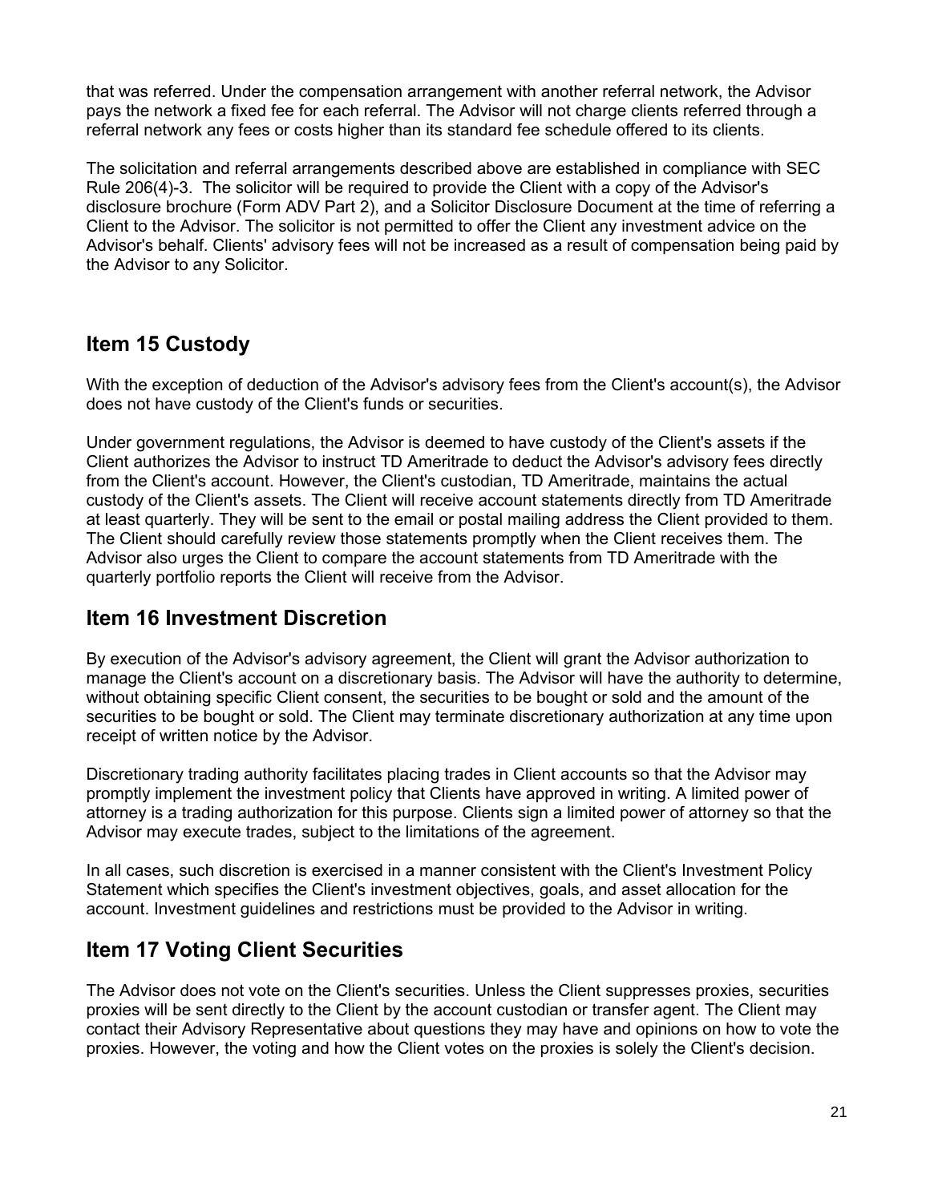that was referred. Under the compensation arrangement with another referral network, the Advisor pays the network a fixed fee for each referral. The Advisor will not charge clients referred through a referral network any fees or costs higher than its standard fee schedule offered to its clients.

The solicitation and referral arrangements described above are established in compliance with SEC Rule 206(4)-3. The solicitor will be required to provide the Client with a copy of the Advisor's disclosure brochure (Form ADV Part 2), and a Solicitor Disclosure Document at the time of referring a Client to the Advisor. The solicitor is not permitted to offer the Client any investment advice on the Advisor's behalf. Clients' advisory fees will not be increased as a result of compensation being paid by the Advisor to any Solicitor.

## Item 15 Custody

With the exception of deduction of the Advisor's advisory fees from the Client's account(s), the Advisor does not have custody of the Client's funds or securities.

Under government regulations, the Advisor is deemed to have custody of the Client's assets if the Client authorizes the Advisor to instruct TD Ameritrade to deduct the Advisor's advisory fees directly from the Client's account. However, the Client's custodian, TD Ameritrade, maintains the actual custody of the Client's assets. The Client will receive account statements directly from TD Ameritrade at least quarterly. They will be sent to the email or postal mailing address the Client provided to them. The Client should carefully review those statements promptly when the Client receives them. The Advisor also urges the Client to compare the account statements from TD Ameritrade with the quarterly portfolio reports the Client will receive from the Advisor.

## Item 16 Investment Discretion

By execution of the Advisor's advisory agreement, the Client will grant the Advisor authorization to manage the Client's account on a discretionary basis. The Advisor will have the authority to determine, without obtaining specific Client consent, the securities to be bought or sold and the amount of the securities to be bought or sold. The Client may terminate discretionary authorization at any time upon receipt of written notice by the Advisor.

Discretionary trading authority facilitates placing trades in Client accounts so that the Advisor may promptly implement the investment policy that Clients have approved in writing. A limited power of attorney is a trading authorization for this purpose. Clients sign a limited power of attorney so that the Advisor may execute trades, subject to the limitations of the agreement.

In all cases, such discretion is exercised in a manner consistent with the Client's Investment Policy Statement which specifies the Client's investment objectives, goals, and asset allocation for the account. Investment guidelines and restrictions must be provided to the Advisor in writing.

## Item 17 Voting Client Securities

The Advisor does not vote on the Client's securities. Unless the Client suppresses proxies, securities proxies will be sent directly to the Client by the account custodian or transfer agent. The Client may contact their Advisory Representative about questions they may have and opinions on how to vote the proxies. However, the voting and how the Client votes on the proxies is solely the Client's decision.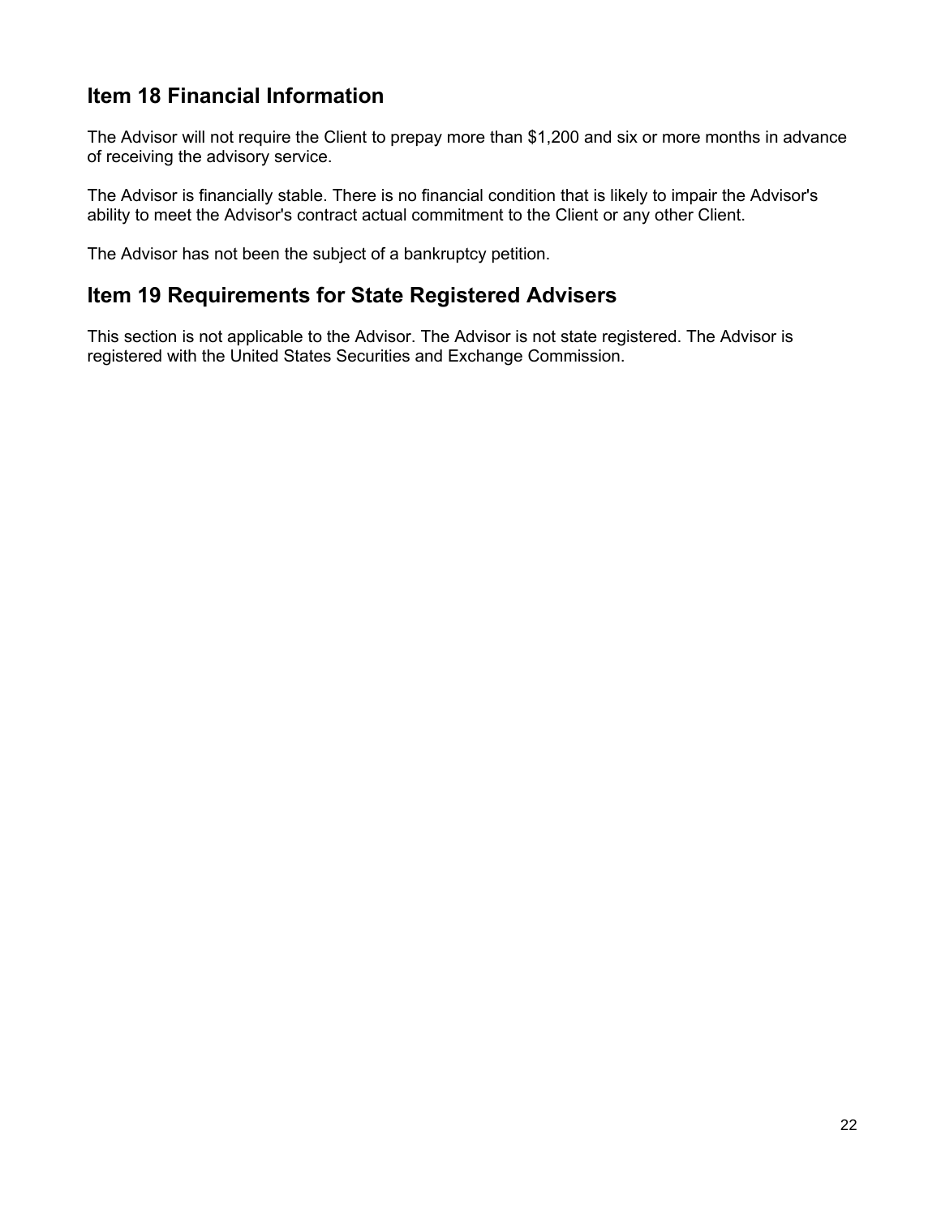## Item 18 Financial Information

The Advisor will not require the Client to prepay more than $1,200 and six or more months in advance of receiving the advisory service.

The Advisor is financially stable. There is no financial condition that is likely to impair the Advisor's ability to meet the Advisor's contract actual commitment to the Client or any other Client.

The Advisor has not been the subject of a bankruptcy petition.

## Item 19 Requirements for State Registered Advisers

This section is not applicable to the Advisor. The Advisor is not state registered. The Advisor is registered with the United States Securities and Exchange Commission.